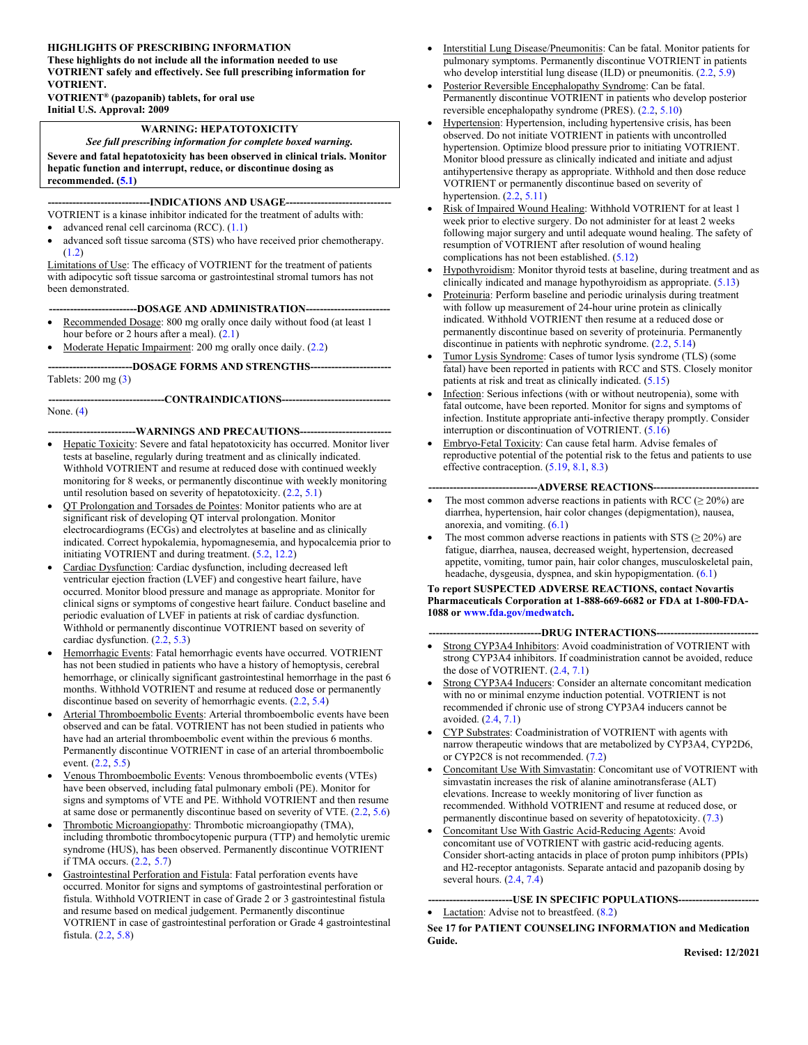**HIGHLIGHTS OF PRESCRIBING INFORMATION**
**These highlights do not include all the information needed to use VOTRIENT safely and effectively. See full prescribing information for VOTRIENT.**
**VOTRIENT® (pazopanib) tablets, for oral use**
**Initial U.S. Approval: 2009**

**WARNING: HEPATOTOXICITY**
*See full prescribing information for complete boxed warning.*
**Severe and fatal hepatotoxicity has been observed in clinical trials. Monitor hepatic function and interrupt, reduce, or discontinue dosing as recommended. (5.1)**

## INDICATIONS AND USAGE

VOTRIENT is a kinase inhibitor indicated for the treatment of adults with:

- advanced renal cell carcinoma (RCC). (1.1)
- advanced soft tissue sarcoma (STS) who have received prior chemotherapy. (1.2)

Limitations of Use: The efficacy of VOTRIENT for the treatment of patients with adipocytic soft tissue sarcoma or gastrointestinal stromal tumors has not been demonstrated.

## DOSAGE AND ADMINISTRATION

- Recommended Dosage: 800 mg orally once daily without food (at least 1 hour before or 2 hours after a meal). (2.1)
- Moderate Hepatic Impairment: 200 mg orally once daily. (2.2)

## DOSAGE FORMS AND STRENGTHS

Tablets: 200 mg (3)

## CONTRAINDICATIONS

None. (4)

## WARNINGS AND PRECAUTIONS

- Hepatic Toxicity: Severe and fatal hepatotoxicity has occurred. Monitor liver tests at baseline, regularly during treatment and as clinically indicated. Withhold VOTRIENT and resume at reduced dose with continued weekly monitoring for 8 weeks, or permanently discontinue with weekly monitoring until resolution based on severity of hepatotoxicity. (2.2, 5.1)
- QT Prolongation and Torsades de Pointes: Monitor patients who are at significant risk of developing QT interval prolongation. Monitor electrocardiograms (ECGs) and electrolytes at baseline and as clinically indicated. Correct hypokalemia, hypomagnesemia, and hypocalcemia prior to initiating VOTRIENT and during treatment. (5.2, 12.2)
- Cardiac Dysfunction: Cardiac dysfunction, including decreased left ventricular ejection fraction (LVEF) and congestive heart failure, have occurred. Monitor blood pressure and manage as appropriate. Monitor for clinical signs or symptoms of congestive heart failure. Conduct baseline and periodic evaluation of LVEF in patients at risk of cardiac dysfunction. Withhold or permanently discontinue VOTRIENT based on severity of cardiac dysfunction. (2.2, 5.3)
- Hemorrhagic Events: Fatal hemorrhagic events have occurred. VOTRIENT has not been studied in patients who have a history of hemoptysis, cerebral hemorrhage, or clinically significant gastrointestinal hemorrhage in the past 6 months. Withhold VOTRIENT and resume at reduced dose or permanently discontinue based on severity of hemorrhagic events. (2.2, 5.4)
- Arterial Thromboembolic Events: Arterial thromboembolic events have been observed and can be fatal. VOTRIENT has not been studied in patients who have had an arterial thromboembolic event within the previous 6 months. Permanently discontinue VOTRIENT in case of an arterial thromboembolic event. (2.2, 5.5)
- Venous Thromboembolic Events: Venous thromboembolic events (VTEs) have been observed, including fatal pulmonary emboli (PE). Monitor for signs and symptoms of VTE and PE. Withhold VOTRIENT and then resume at same dose or permanently discontinue based on severity of VTE. (2.2, 5.6)
- Thrombotic Microangiopathy: Thrombotic microangiopathy (TMA), including thrombotic thrombocytopenic purpura (TTP) and hemolytic uremic syndrome (HUS), has been observed. Permanently discontinue VOTRIENT if TMA occurs. (2.2, 5.7)
- Gastrointestinal Perforation and Fistula: Fatal perforation events have occurred. Monitor for signs and symptoms of gastrointestinal perforation or fistula. Withhold VOTRIENT in case of Grade 2 or 3 gastrointestinal fistula and resume based on medical judgement. Permanently discontinue VOTRIENT in case of gastrointestinal perforation or Grade 4 gastrointestinal fistula. (2.2, 5.8)
- Interstitial Lung Disease/Pneumonitis: Can be fatal. Monitor patients for pulmonary symptoms. Permanently discontinue VOTRIENT in patients who develop interstitial lung disease (ILD) or pneumonitis. (2.2, 5.9)
- Posterior Reversible Encephalopathy Syndrome: Can be fatal. Permanently discontinue VOTRIENT in patients who develop posterior reversible encephalopathy syndrome (PRES). (2.2, 5.10)
- Hypertension: Hypertension, including hypertensive crisis, has been observed. Do not initiate VOTRIENT in patients with uncontrolled hypertension. Optimize blood pressure prior to initiating VOTRIENT. Monitor blood pressure as clinically indicated and initiate and adjust antihypertensive therapy as appropriate. Withhold and then dose reduce VOTRIENT or permanently discontinue based on severity of hypertension. (2.2, 5.11)
- Risk of Impaired Wound Healing: Withhold VOTRIENT for at least 1 week prior to elective surgery. Do not administer for at least 2 weeks following major surgery and until adequate wound healing. The safety of resumption of VOTRIENT after resolution of wound healing complications has not been established. (5.12)
- Hypothyroidism: Monitor thyroid tests at baseline, during treatment and as clinically indicated and manage hypothyroidism as appropriate. (5.13)
- Proteinuria: Perform baseline and periodic urinalysis during treatment with follow up measurement of 24-hour urine protein as clinically indicated. Withhold VOTRIENT then resume at a reduced dose or permanently discontinue based on severity of proteinuria. Permanently discontinue in patients with nephrotic syndrome. (2.2, 5.14)
- Tumor Lysis Syndrome: Cases of tumor lysis syndrome (TLS) (some fatal) have been reported in patients with RCC and STS. Closely monitor patients at risk and treat as clinically indicated. (5.15)
- Infection: Serious infections (with or without neutropenia), some with fatal outcome, have been reported. Monitor for signs and symptoms of infection. Institute appropriate anti-infective therapy promptly. Consider interruption or discontinuation of VOTRIENT. (5.16)
- Embryo-Fetal Toxicity: Can cause fetal harm. Advise females of reproductive potential of the potential risk to the fetus and patients to use effective contraception. (5.19, 8.1, 8.3)

## ADVERSE REACTIONS

- The most common adverse reactions in patients with RCC (≥ 20%) are diarrhea, hypertension, hair color changes (depigmentation), nausea, anorexia, and vomiting. (6.1)
- The most common adverse reactions in patients with STS (≥ 20%) are fatigue, diarrhea, nausea, decreased weight, hypertension, decreased appetite, vomiting, tumor pain, hair color changes, musculoskeletal pain, headache, dysgeusia, dyspnea, and skin hypopigmentation. (6.1)

**To report SUSPECTED ADVERSE REACTIONS, contact Novartis Pharmaceuticals Corporation at 1-888-669-6682 or FDA at 1-800-FDA-1088 or www.fda.gov/medwatch.**

## DRUG INTERACTIONS

- Strong CYP3A4 Inhibitors: Avoid coadministration of VOTRIENT with strong CYP3A4 inhibitors. If coadministration cannot be avoided, reduce the dose of VOTRIENT. (2.4, 7.1)
- Strong CYP3A4 Inducers: Consider an alternate concomitant medication with no or minimal enzyme induction potential. VOTRIENT is not recommended if chronic use of strong CYP3A4 inducers cannot be avoided. (2.4, 7.1)
- CYP Substrates: Coadministration of VOTRIENT with agents with narrow therapeutic windows that are metabolized by CYP3A4, CYP2D6, or CYP2C8 is not recommended. (7.2)
- Concomitant Use With Simvastatin: Concomitant use of VOTRIENT with simvastatin increases the risk of alanine aminotransferase (ALT) elevations. Increase to weekly monitoring of liver function as recommended. Withhold VOTRIENT and resume at reduced dose, or permanently discontinue based on severity of hepatotoxicity. (7.3)
- Concomitant Use With Gastric Acid-Reducing Agents: Avoid concomitant use of VOTRIENT with gastric acid-reducing agents. Consider short-acting antacids in place of proton pump inhibitors (PPIs) and H2-receptor antagonists. Separate antacid and pazopanib dosing by several hours. (2.4, 7.4)

## USE IN SPECIFIC POPULATIONS

- Lactation: Advise not to breastfeed. (8.2)

**See 17 for PATIENT COUNSELING INFORMATION and Medication Guide.**

**Revised: 12/2021**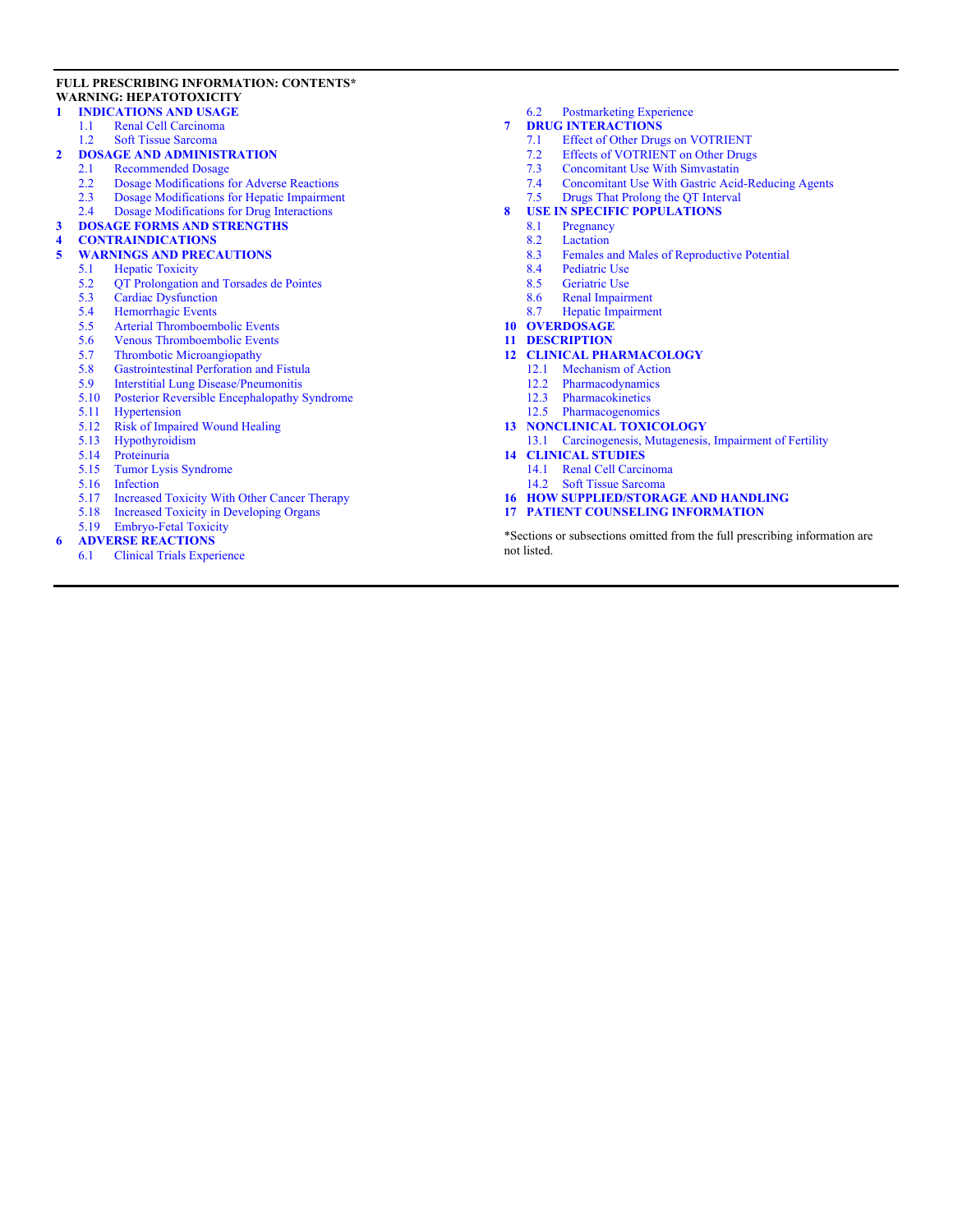**FULL PRESCRIBING INFORMATION: CONTENTS***

**WARNING: HEPATOTOXICITY**

**1 INDICATIONS AND USAGE**
- 1.1 Renal Cell Carcinoma
- 1.2 Soft Tissue Sarcoma

**2 DOSAGE AND ADMINISTRATION**
- 2.1 Recommended Dosage
- 2.2 Dosage Modifications for Adverse Reactions
- 2.3 Dosage Modifications for Hepatic Impairment
- 2.4 Dosage Modifications for Drug Interactions

**3 DOSAGE FORMS AND STRENGTHS**

**4 CONTRAINDICATIONS**

**5 WARNINGS AND PRECAUTIONS**
- 5.1 Hepatic Toxicity
- 5.2 QT Prolongation and Torsades de Pointes
- 5.3 Cardiac Dysfunction
- 5.4 Hemorrhagic Events
- 5.5 Arterial Thromboembolic Events
- 5.6 Venous Thromboembolic Events
- 5.7 Thrombotic Microangiopathy
- 5.8 Gastrointestinal Perforation and Fistula
- 5.9 Interstitial Lung Disease/Pneumonitis
- 5.10 Posterior Reversible Encephalopathy Syndrome
- 5.11 Hypertension
- 5.12 Risk of Impaired Wound Healing
- 5.13 Hypothyroidism
- 5.14 Proteinuria
- 5.15 Tumor Lysis Syndrome
- 5.16 Infection
- 5.17 Increased Toxicity With Other Cancer Therapy
- 5.18 Increased Toxicity in Developing Organs
- 5.19 Embryo-Fetal Toxicity

**6 ADVERSE REACTIONS**
- 6.1 Clinical Trials Experience
- 6.2 Postmarketing Experience

**7 DRUG INTERACTIONS**
- 7.1 Effect of Other Drugs on VOTRIENT
- 7.2 Effects of VOTRIENT on Other Drugs
- 7.3 Concomitant Use With Simvastatin
- 7.4 Concomitant Use With Gastric Acid-Reducing Agents
- 7.5 Drugs That Prolong the QT Interval

**8 USE IN SPECIFIC POPULATIONS**
- 8.1 Pregnancy
- 8.2 Lactation
- 8.3 Females and Males of Reproductive Potential
- 8.4 Pediatric Use
- 8.5 Geriatric Use
- 8.6 Renal Impairment
- 8.7 Hepatic Impairment

**10 OVERDOSAGE**

**11 DESCRIPTION**

**12 CLINICAL PHARMACOLOGY**
- 12.1 Mechanism of Action
- 12.2 Pharmacodynamics
- 12.3 Pharmacokinetics
- 12.5 Pharmacogenomics

**13 NONCLINICAL TOXICOLOGY**
- 13.1 Carcinogenesis, Mutagenesis, Impairment of Fertility

**14 CLINICAL STUDIES**
- 14.1 Renal Cell Carcinoma
- 14.2 Soft Tissue Sarcoma

**16 HOW SUPPLIED/STORAGE AND HANDLING**

**17 PATIENT COUNSELING INFORMATION**

*Sections or subsections omitted from the full prescribing information are not listed.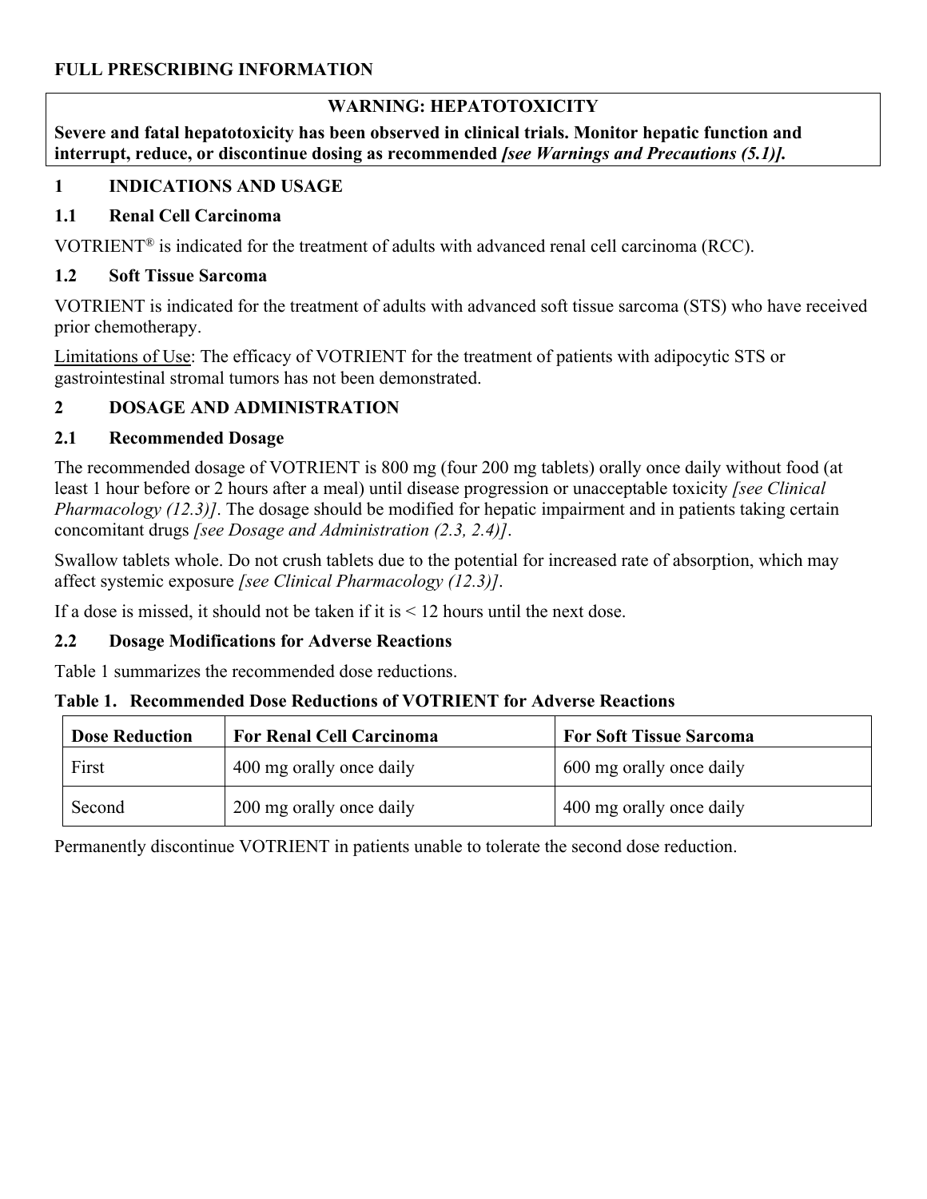## FULL PRESCRIBING INFORMATION

**WARNING: HEPATOTOXICITY**

**Severe and fatal hepatotoxicity has been observed in clinical trials. Monitor hepatic function and interrupt, reduce, or discontinue dosing as recommended *[see Warnings and Precautions (5.1)]*.**

### 1 INDICATIONS AND USAGE

#### 1.1 Renal Cell Carcinoma

VOTRIENT® is indicated for the treatment of adults with advanced renal cell carcinoma (RCC).

#### 1.2 Soft Tissue Sarcoma

VOTRIENT is indicated for the treatment of adults with advanced soft tissue sarcoma (STS) who have received prior chemotherapy.

Limitations of Use: The efficacy of VOTRIENT for the treatment of patients with adipocytic STS or gastrointestinal stromal tumors has not been demonstrated.

### 2 DOSAGE AND ADMINISTRATION

#### 2.1 Recommended Dosage

The recommended dosage of VOTRIENT is 800 mg (four 200 mg tablets) orally once daily without food (at least 1 hour before or 2 hours after a meal) until disease progression or unacceptable toxicity *[see Clinical Pharmacology (12.3)]*. The dosage should be modified for hepatic impairment and in patients taking certain concomitant drugs *[see Dosage and Administration (2.3, 2.4)]*.

Swallow tablets whole. Do not crush tablets due to the potential for increased rate of absorption, which may affect systemic exposure *[see Clinical Pharmacology (12.3)]*.

If a dose is missed, it should not be taken if it is < 12 hours until the next dose.

#### 2.2 Dosage Modifications for Adverse Reactions

Table 1 summarizes the recommended dose reductions.

**Table 1. Recommended Dose Reductions of VOTRIENT for Adverse Reactions**

| Dose Reduction | For Renal Cell Carcinoma | For Soft Tissue Sarcoma |
|---|---|---|
| First | 400 mg orally once daily | 600 mg orally once daily |
| Second | 200 mg orally once daily | 400 mg orally once daily |

Permanently discontinue VOTRIENT in patients unable to tolerate the second dose reduction.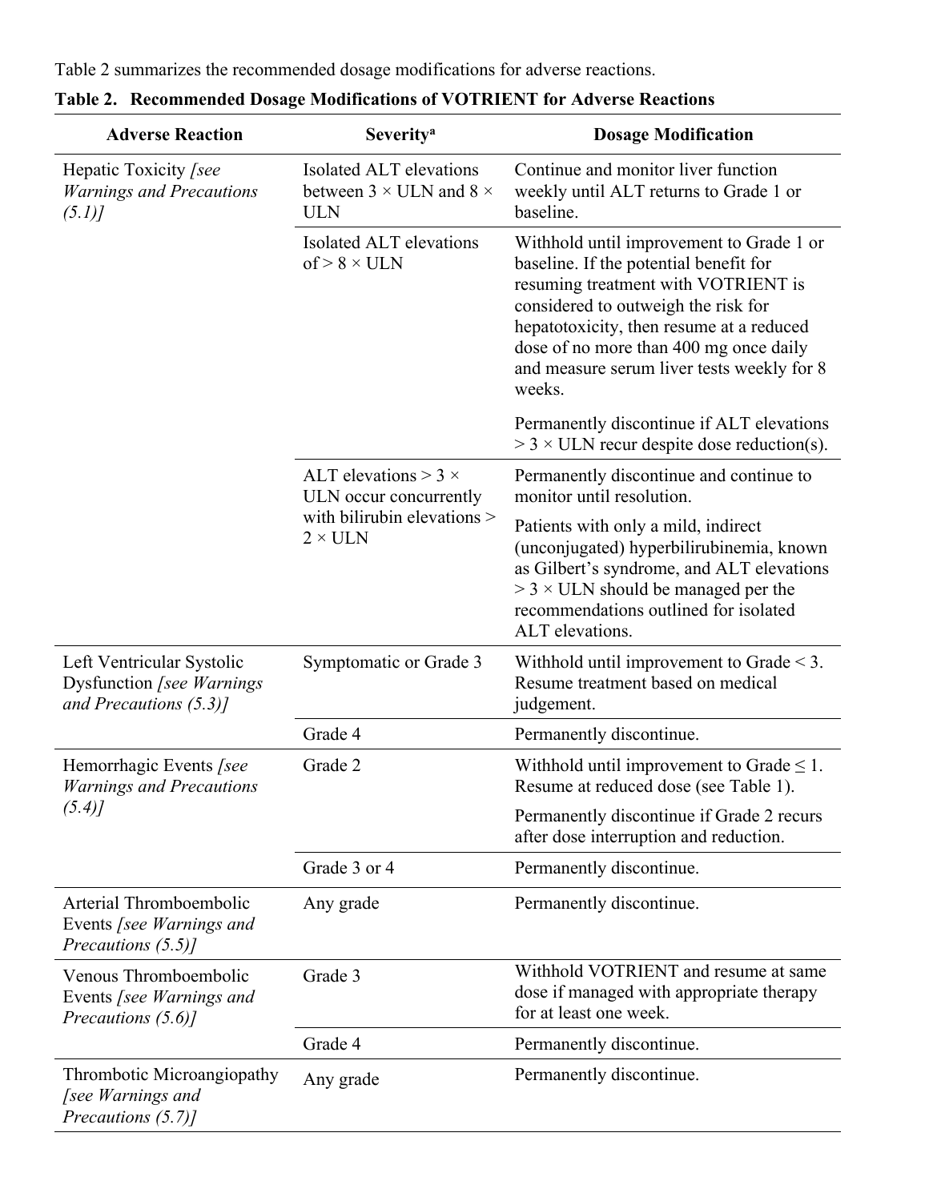Table 2 summarizes the recommended dosage modifications for adverse reactions.

**Table 2. Recommended Dosage Modifications of VOTRIENT for Adverse Reactions**

| Adverse Reaction | Severity[a] | Dosage Modification |
|---|---|---|
| Hepatic Toxicity *[see Warnings and Precautions (5.1)]* | Isolated ALT elevations between 3 × ULN and 8 × ULN | Continue and monitor liver function weekly until ALT returns to Grade 1 or baseline. |
| | Isolated ALT elevations of > 8 × ULN | Withhold until improvement to Grade 1 or baseline. If the potential benefit for resuming treatment with VOTRIENT is considered to outweigh the risk for hepatotoxicity, then resume at a reduced dose of no more than 400 mg once daily and measure serum liver tests weekly for 8 weeks. Permanently discontinue if ALT elevations > 3 × ULN recur despite dose reduction(s). |
| | ALT elevations > 3 × ULN occur concurrently with bilirubin elevations > 2 × ULN | Permanently discontinue and continue to monitor until resolution. Patients with only a mild, indirect (unconjugated) hyperbilirubinemia, known as Gilbert's syndrome, and ALT elevations > 3 × ULN should be managed per the recommendations outlined for isolated ALT elevations. |
| Left Ventricular Systolic Dysfunction *[see Warnings and Precautions (5.3)]* | Symptomatic or Grade 3 | Withhold until improvement to Grade < 3. Resume treatment based on medical judgement. |
| | Grade 4 | Permanently discontinue. |
| Hemorrhagic Events *[see Warnings and Precautions (5.4)]* | Grade 2 | Withhold until improvement to Grade ≤ 1. Resume at reduced dose (see Table 1). Permanently discontinue if Grade 2 recurs after dose interruption and reduction. |
| | Grade 3 or 4 | Permanently discontinue. |
| Arterial Thromboembolic Events *[see Warnings and Precautions (5.5)]* | Any grade | Permanently discontinue. |
| Venous Thromboembolic Events *[see Warnings and Precautions (5.6)]* | Grade 3 | Withhold VOTRIENT and resume at same dose if managed with appropriate therapy for at least one week. |
| | Grade 4 | Permanently discontinue. |
| Thrombotic Microangiopathy *[see Warnings and Precautions (5.7)]* | Any grade | Permanently discontinue. |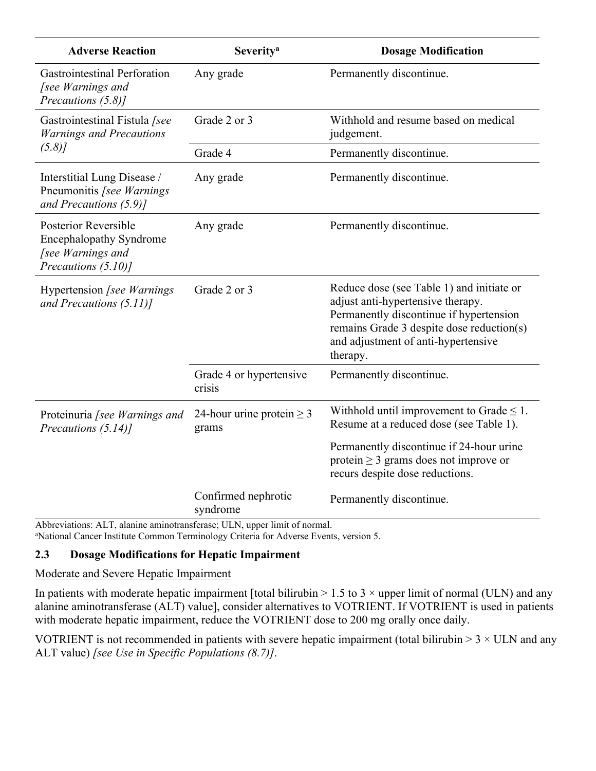| Adverse Reaction | Severity[a] | Dosage Modification |
|---|---|---|
| Gastrointestinal Perforation *[see Warnings and Precautions (5.8)]* | Any grade | Permanently discontinue. |
| Gastrointestinal Fistula *[see Warnings and Precautions (5.8)]* | Grade 2 or 3 | Withhold and resume based on medical judgement. |
| | Grade 4 | Permanently discontinue. |
| Interstitial Lung Disease / Pneumonitis *[see Warnings and Precautions (5.9)]* | Any grade | Permanently discontinue. |
| Posterior Reversible Encephalopathy Syndrome *[see Warnings and Precautions (5.10)]* | Any grade | Permanently discontinue. |
| Hypertension *[see Warnings and Precautions (5.11)]* | Grade 2 or 3 | Reduce dose (see Table 1) and initiate or adjust anti-hypertensive therapy. Permanently discontinue if hypertension remains Grade 3 despite dose reduction(s) and adjustment of anti-hypertensive therapy. |
| | Grade 4 or hypertensive crisis | Permanently discontinue. |
| Proteinuria *[see Warnings and Precautions (5.14)]* | 24-hour urine protein ≥ 3 grams | Withhold until improvement to Grade ≤ 1. Resume at a reduced dose (see Table 1). Permanently discontinue if 24-hour urine protein ≥ 3 grams does not improve or recurs despite dose reductions. |
| | Confirmed nephrotic syndrome | Permanently discontinue. |

Abbreviations: ALT, alanine aminotransferase; ULN, upper limit of normal.
[a]National Cancer Institute Common Terminology Criteria for Adverse Events, version 5.

### 2.3 Dosage Modifications for Hepatic Impairment

Moderate and Severe Hepatic Impairment

In patients with moderate hepatic impairment [total bilirubin > 1.5 to 3 × upper limit of normal (ULN) and any alanine aminotransferase (ALT) value], consider alternatives to VOTRIENT. If VOTRIENT is used in patients with moderate hepatic impairment, reduce the VOTRIENT dose to 200 mg orally once daily.

VOTRIENT is not recommended in patients with severe hepatic impairment (total bilirubin > 3 × ULN and any ALT value) *[see Use in Specific Populations (8.7)]*.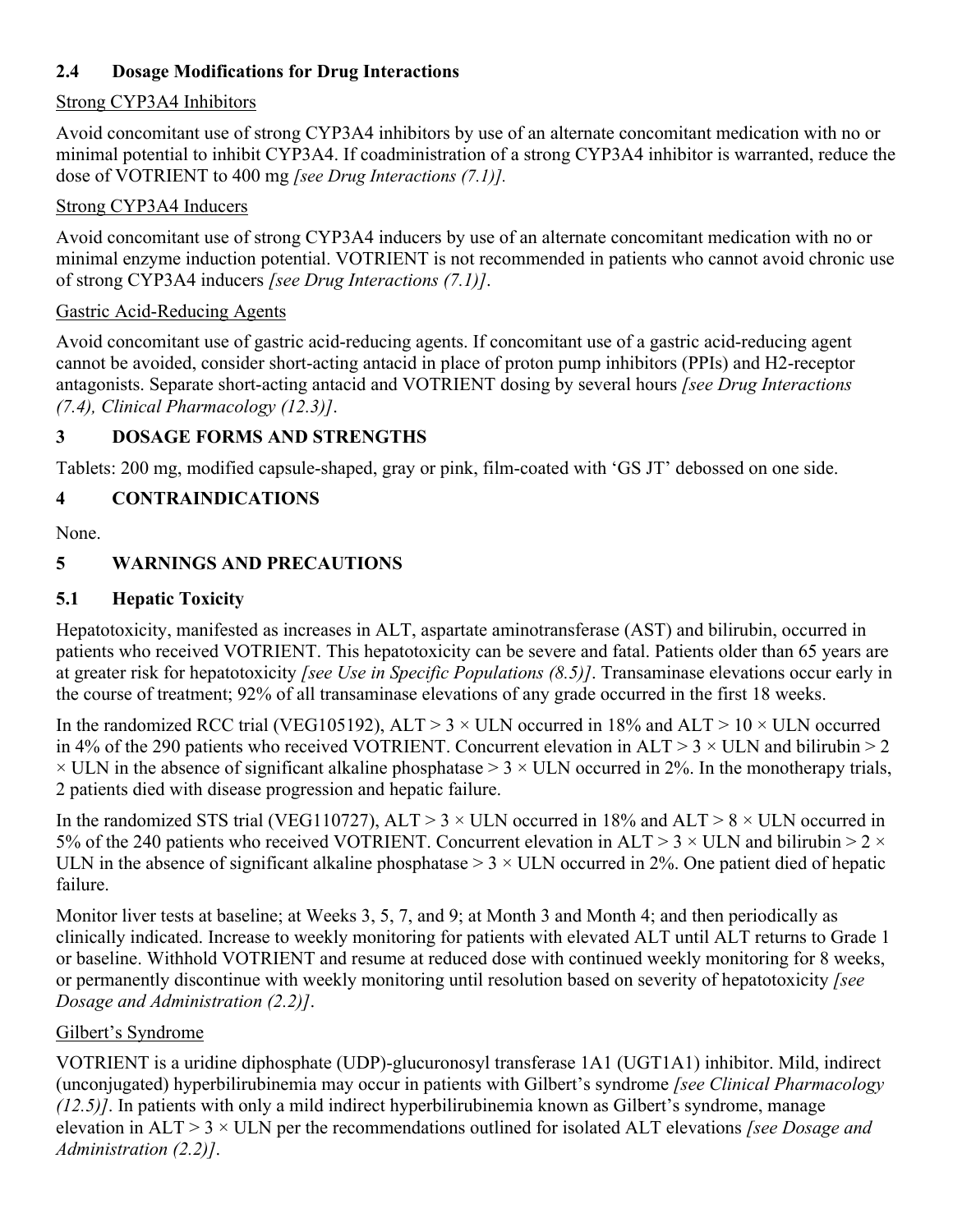### 2.4 Dosage Modifications for Drug Interactions

Strong CYP3A4 Inhibitors

Avoid concomitant use of strong CYP3A4 inhibitors by use of an alternate concomitant medication with no or minimal potential to inhibit CYP3A4. If coadministration of a strong CYP3A4 inhibitor is warranted, reduce the dose of VOTRIENT to 400 mg *[see Drug Interactions (7.1)].*

Strong CYP3A4 Inducers

Avoid concomitant use of strong CYP3A4 inducers by use of an alternate concomitant medication with no or minimal enzyme induction potential. VOTRIENT is not recommended in patients who cannot avoid chronic use of strong CYP3A4 inducers *[see Drug Interactions (7.1)]*.

Gastric Acid-Reducing Agents

Avoid concomitant use of gastric acid-reducing agents. If concomitant use of a gastric acid-reducing agent cannot be avoided, consider short-acting antacid in place of proton pump inhibitors (PPIs) and H2-receptor antagonists. Separate short-acting antacid and VOTRIENT dosing by several hours *[see Drug Interactions (7.4), Clinical Pharmacology (12.3)]*.

## 3 DOSAGE FORMS AND STRENGTHS

Tablets: 200 mg, modified capsule-shaped, gray or pink, film-coated with 'GS JT' debossed on one side.

## 4 CONTRAINDICATIONS

None.

## 5 WARNINGS AND PRECAUTIONS

### 5.1 Hepatic Toxicity

Hepatotoxicity, manifested as increases in ALT, aspartate aminotransferase (AST) and bilirubin, occurred in patients who received VOTRIENT. This hepatotoxicity can be severe and fatal. Patients older than 65 years are at greater risk for hepatotoxicity *[see Use in Specific Populations (8.5)]*. Transaminase elevations occur early in the course of treatment; 92% of all transaminase elevations of any grade occurred in the first 18 weeks.

In the randomized RCC trial (VEG105192), ALT > 3 × ULN occurred in 18% and ALT > 10 × ULN occurred in 4% of the 290 patients who received VOTRIENT. Concurrent elevation in ALT > 3 × ULN and bilirubin > 2 × ULN in the absence of significant alkaline phosphatase > 3 × ULN occurred in 2%. In the monotherapy trials, 2 patients died with disease progression and hepatic failure.

In the randomized STS trial (VEG110727), ALT > 3 × ULN occurred in 18% and ALT > 8 × ULN occurred in 5% of the 240 patients who received VOTRIENT. Concurrent elevation in ALT > 3 × ULN and bilirubin > 2 × ULN in the absence of significant alkaline phosphatase > 3 × ULN occurred in 2%. One patient died of hepatic failure.

Monitor liver tests at baseline; at Weeks 3, 5, 7, and 9; at Month 3 and Month 4; and then periodically as clinically indicated. Increase to weekly monitoring for patients with elevated ALT until ALT returns to Grade 1 or baseline. Withhold VOTRIENT and resume at reduced dose with continued weekly monitoring for 8 weeks, or permanently discontinue with weekly monitoring until resolution based on severity of hepatotoxicity *[see Dosage and Administration (2.2)]*.

Gilbert's Syndrome

VOTRIENT is a uridine diphosphate (UDP)-glucuronosyl transferase 1A1 (UGT1A1) inhibitor. Mild, indirect (unconjugated) hyperbilirubinemia may occur in patients with Gilbert's syndrome *[see Clinical Pharmacology (12.5)]*. In patients with only a mild indirect hyperbilirubinemia known as Gilbert's syndrome, manage elevation in ALT > 3 × ULN per the recommendations outlined for isolated ALT elevations *[see Dosage and Administration (2.2)]*.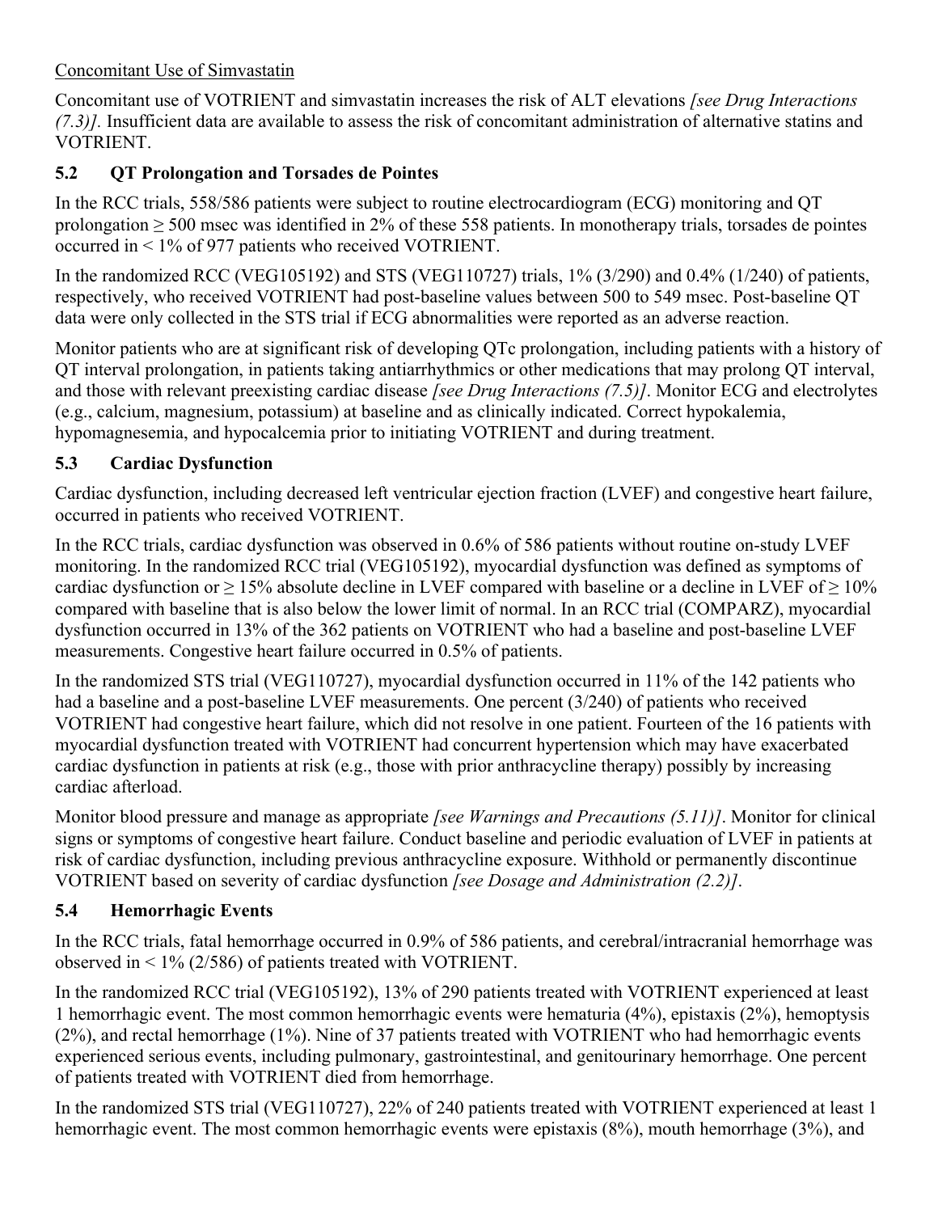Concomitant Use of Simvastatin

Concomitant use of VOTRIENT and simvastatin increases the risk of ALT elevations *[see Drug Interactions (7.3)]*. Insufficient data are available to assess the risk of concomitant administration of alternative statins and VOTRIENT.

### 5.2 QT Prolongation and Torsades de Pointes

In the RCC trials, 558/586 patients were subject to routine electrocardiogram (ECG) monitoring and QT prolongation ≥ 500 msec was identified in 2% of these 558 patients. In monotherapy trials, torsades de pointes occurred in < 1% of 977 patients who received VOTRIENT.

In the randomized RCC (VEG105192) and STS (VEG110727) trials, 1% (3/290) and 0.4% (1/240) of patients, respectively, who received VOTRIENT had post-baseline values between 500 to 549 msec. Post-baseline QT data were only collected in the STS trial if ECG abnormalities were reported as an adverse reaction.

Monitor patients who are at significant risk of developing QTc prolongation, including patients with a history of QT interval prolongation, in patients taking antiarrhythmics or other medications that may prolong QT interval, and those with relevant preexisting cardiac disease *[see Drug Interactions (7.5)]*. Monitor ECG and electrolytes (e.g., calcium, magnesium, potassium) at baseline and as clinically indicated. Correct hypokalemia, hypomagnesemia, and hypocalcemia prior to initiating VOTRIENT and during treatment.

### 5.3 Cardiac Dysfunction

Cardiac dysfunction, including decreased left ventricular ejection fraction (LVEF) and congestive heart failure, occurred in patients who received VOTRIENT.

In the RCC trials, cardiac dysfunction was observed in 0.6% of 586 patients without routine on-study LVEF monitoring. In the randomized RCC trial (VEG105192), myocardial dysfunction was defined as symptoms of cardiac dysfunction or ≥ 15% absolute decline in LVEF compared with baseline or a decline in LVEF of ≥ 10% compared with baseline that is also below the lower limit of normal. In an RCC trial (COMPARZ), myocardial dysfunction occurred in 13% of the 362 patients on VOTRIENT who had a baseline and post-baseline LVEF measurements. Congestive heart failure occurred in 0.5% of patients.

In the randomized STS trial (VEG110727), myocardial dysfunction occurred in 11% of the 142 patients who had a baseline and a post-baseline LVEF measurements. One percent (3/240) of patients who received VOTRIENT had congestive heart failure, which did not resolve in one patient. Fourteen of the 16 patients with myocardial dysfunction treated with VOTRIENT had concurrent hypertension which may have exacerbated cardiac dysfunction in patients at risk (e.g., those with prior anthracycline therapy) possibly by increasing cardiac afterload.

Monitor blood pressure and manage as appropriate *[see Warnings and Precautions (5.11)]*. Monitor for clinical signs or symptoms of congestive heart failure. Conduct baseline and periodic evaluation of LVEF in patients at risk of cardiac dysfunction, including previous anthracycline exposure. Withhold or permanently discontinue VOTRIENT based on severity of cardiac dysfunction *[see Dosage and Administration (2.2)]*.

### 5.4 Hemorrhagic Events

In the RCC trials, fatal hemorrhage occurred in 0.9% of 586 patients, and cerebral/intracranial hemorrhage was observed in < 1% (2/586) of patients treated with VOTRIENT.

In the randomized RCC trial (VEG105192), 13% of 290 patients treated with VOTRIENT experienced at least 1 hemorrhagic event. The most common hemorrhagic events were hematuria (4%), epistaxis (2%), hemoptysis (2%), and rectal hemorrhage (1%). Nine of 37 patients treated with VOTRIENT who had hemorrhagic events experienced serious events, including pulmonary, gastrointestinal, and genitourinary hemorrhage. One percent of patients treated with VOTRIENT died from hemorrhage.

In the randomized STS trial (VEG110727), 22% of 240 patients treated with VOTRIENT experienced at least 1 hemorrhagic event. The most common hemorrhagic events were epistaxis (8%), mouth hemorrhage (3%), and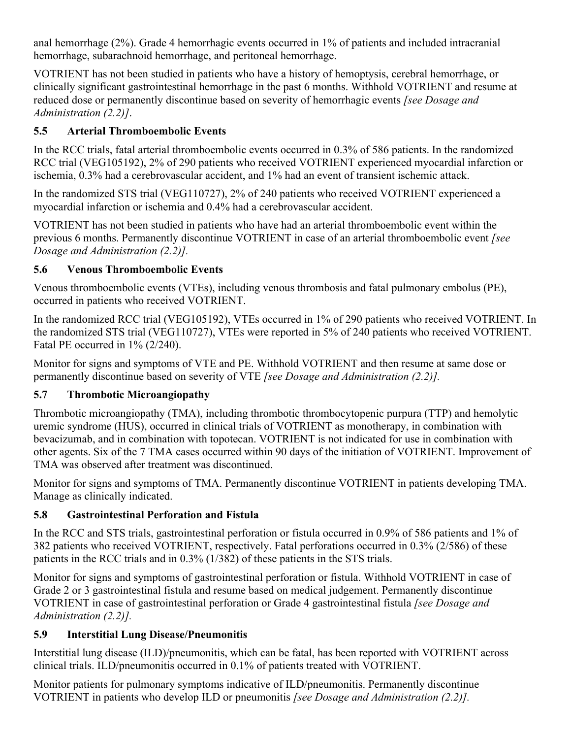anal hemorrhage (2%). Grade 4 hemorrhagic events occurred in 1% of patients and included intracranial hemorrhage, subarachnoid hemorrhage, and peritoneal hemorrhage.

VOTRIENT has not been studied in patients who have a history of hemoptysis, cerebral hemorrhage, or clinically significant gastrointestinal hemorrhage in the past 6 months. Withhold VOTRIENT and resume at reduced dose or permanently discontinue based on severity of hemorrhagic events *[see Dosage and Administration (2.2)]*.

### 5.5 Arterial Thromboembolic Events

In the RCC trials, fatal arterial thromboembolic events occurred in 0.3% of 586 patients. In the randomized RCC trial (VEG105192), 2% of 290 patients who received VOTRIENT experienced myocardial infarction or ischemia, 0.3% had a cerebrovascular accident, and 1% had an event of transient ischemic attack.

In the randomized STS trial (VEG110727), 2% of 240 patients who received VOTRIENT experienced a myocardial infarction or ischemia and 0.4% had a cerebrovascular accident.

VOTRIENT has not been studied in patients who have had an arterial thromboembolic event within the previous 6 months. Permanently discontinue VOTRIENT in case of an arterial thromboembolic event *[see Dosage and Administration (2.2)].*

### 5.6 Venous Thromboembolic Events

Venous thromboembolic events (VTEs), including venous thrombosis and fatal pulmonary embolus (PE), occurred in patients who received VOTRIENT.

In the randomized RCC trial (VEG105192), VTEs occurred in 1% of 290 patients who received VOTRIENT. In the randomized STS trial (VEG110727), VTEs were reported in 5% of 240 patients who received VOTRIENT. Fatal PE occurred in 1% (2/240).

Monitor for signs and symptoms of VTE and PE. Withhold VOTRIENT and then resume at same dose or permanently discontinue based on severity of VTE *[see Dosage and Administration (2.2)].*

### 5.7 Thrombotic Microangiopathy

Thrombotic microangiopathy (TMA), including thrombotic thrombocytopenic purpura (TTP) and hemolytic uremic syndrome (HUS), occurred in clinical trials of VOTRIENT as monotherapy, in combination with bevacizumab, and in combination with topotecan. VOTRIENT is not indicated for use in combination with other agents. Six of the 7 TMA cases occurred within 90 days of the initiation of VOTRIENT. Improvement of TMA was observed after treatment was discontinued.

Monitor for signs and symptoms of TMA. Permanently discontinue VOTRIENT in patients developing TMA. Manage as clinically indicated.

### 5.8 Gastrointestinal Perforation and Fistula

In the RCC and STS trials, gastrointestinal perforation or fistula occurred in 0.9% of 586 patients and 1% of 382 patients who received VOTRIENT, respectively. Fatal perforations occurred in 0.3% (2/586) of these patients in the RCC trials and in 0.3% (1/382) of these patients in the STS trials.

Monitor for signs and symptoms of gastrointestinal perforation or fistula. Withhold VOTRIENT in case of Grade 2 or 3 gastrointestinal fistula and resume based on medical judgement. Permanently discontinue VOTRIENT in case of gastrointestinal perforation or Grade 4 gastrointestinal fistula *[see Dosage and Administration (2.2)].*

### 5.9 Interstitial Lung Disease/Pneumonitis

Interstitial lung disease (ILD)/pneumonitis, which can be fatal, has been reported with VOTRIENT across clinical trials. ILD/pneumonitis occurred in 0.1% of patients treated with VOTRIENT.

Monitor patients for pulmonary symptoms indicative of ILD/pneumonitis. Permanently discontinue VOTRIENT in patients who develop ILD or pneumonitis *[see Dosage and Administration (2.2)].*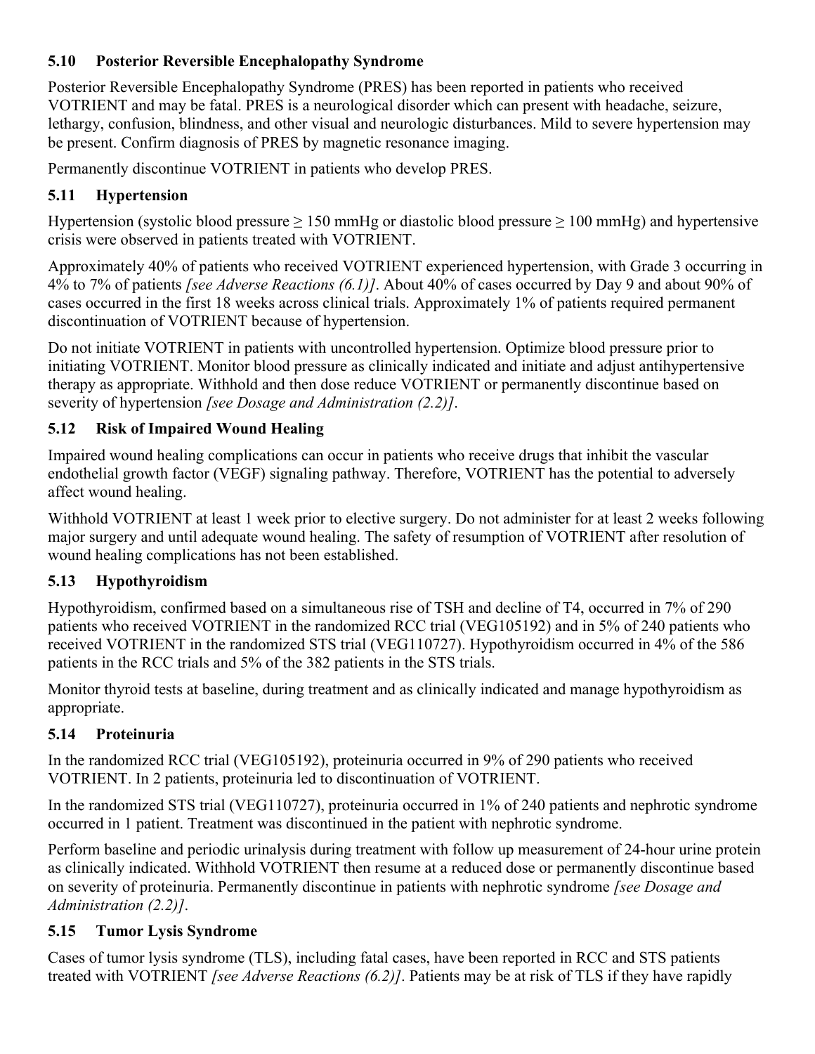### 5.10 Posterior Reversible Encephalopathy Syndrome

Posterior Reversible Encephalopathy Syndrome (PRES) has been reported in patients who received VOTRIENT and may be fatal. PRES is a neurological disorder which can present with headache, seizure, lethargy, confusion, blindness, and other visual and neurologic disturbances. Mild to severe hypertension may be present. Confirm diagnosis of PRES by magnetic resonance imaging.

Permanently discontinue VOTRIENT in patients who develop PRES.

### 5.11 Hypertension

Hypertension (systolic blood pressure ≥ 150 mmHg or diastolic blood pressure ≥ 100 mmHg) and hypertensive crisis were observed in patients treated with VOTRIENT.

Approximately 40% of patients who received VOTRIENT experienced hypertension, with Grade 3 occurring in 4% to 7% of patients *[see Adverse Reactions (6.1)]*. About 40% of cases occurred by Day 9 and about 90% of cases occurred in the first 18 weeks across clinical trials. Approximately 1% of patients required permanent discontinuation of VOTRIENT because of hypertension.

Do not initiate VOTRIENT in patients with uncontrolled hypertension. Optimize blood pressure prior to initiating VOTRIENT. Monitor blood pressure as clinically indicated and initiate and adjust antihypertensive therapy as appropriate. Withhold and then dose reduce VOTRIENT or permanently discontinue based on severity of hypertension *[see Dosage and Administration (2.2)]*.

### 5.12 Risk of Impaired Wound Healing

Impaired wound healing complications can occur in patients who receive drugs that inhibit the vascular endothelial growth factor (VEGF) signaling pathway. Therefore, VOTRIENT has the potential to adversely affect wound healing.

Withhold VOTRIENT at least 1 week prior to elective surgery. Do not administer for at least 2 weeks following major surgery and until adequate wound healing. The safety of resumption of VOTRIENT after resolution of wound healing complications has not been established.

### 5.13 Hypothyroidism

Hypothyroidism, confirmed based on a simultaneous rise of TSH and decline of T4, occurred in 7% of 290 patients who received VOTRIENT in the randomized RCC trial (VEG105192) and in 5% of 240 patients who received VOTRIENT in the randomized STS trial (VEG110727). Hypothyroidism occurred in 4% of the 586 patients in the RCC trials and 5% of the 382 patients in the STS trials.

Monitor thyroid tests at baseline, during treatment and as clinically indicated and manage hypothyroidism as appropriate.

### 5.14 Proteinuria

In the randomized RCC trial (VEG105192), proteinuria occurred in 9% of 290 patients who received VOTRIENT. In 2 patients, proteinuria led to discontinuation of VOTRIENT.

In the randomized STS trial (VEG110727), proteinuria occurred in 1% of 240 patients and nephrotic syndrome occurred in 1 patient. Treatment was discontinued in the patient with nephrotic syndrome.

Perform baseline and periodic urinalysis during treatment with follow up measurement of 24-hour urine protein as clinically indicated. Withhold VOTRIENT then resume at a reduced dose or permanently discontinue based on severity of proteinuria. Permanently discontinue in patients with nephrotic syndrome *[see Dosage and Administration (2.2)]*.

### 5.15 Tumor Lysis Syndrome

Cases of tumor lysis syndrome (TLS), including fatal cases, have been reported in RCC and STS patients treated with VOTRIENT *[see Adverse Reactions (6.2)]*. Patients may be at risk of TLS if they have rapidly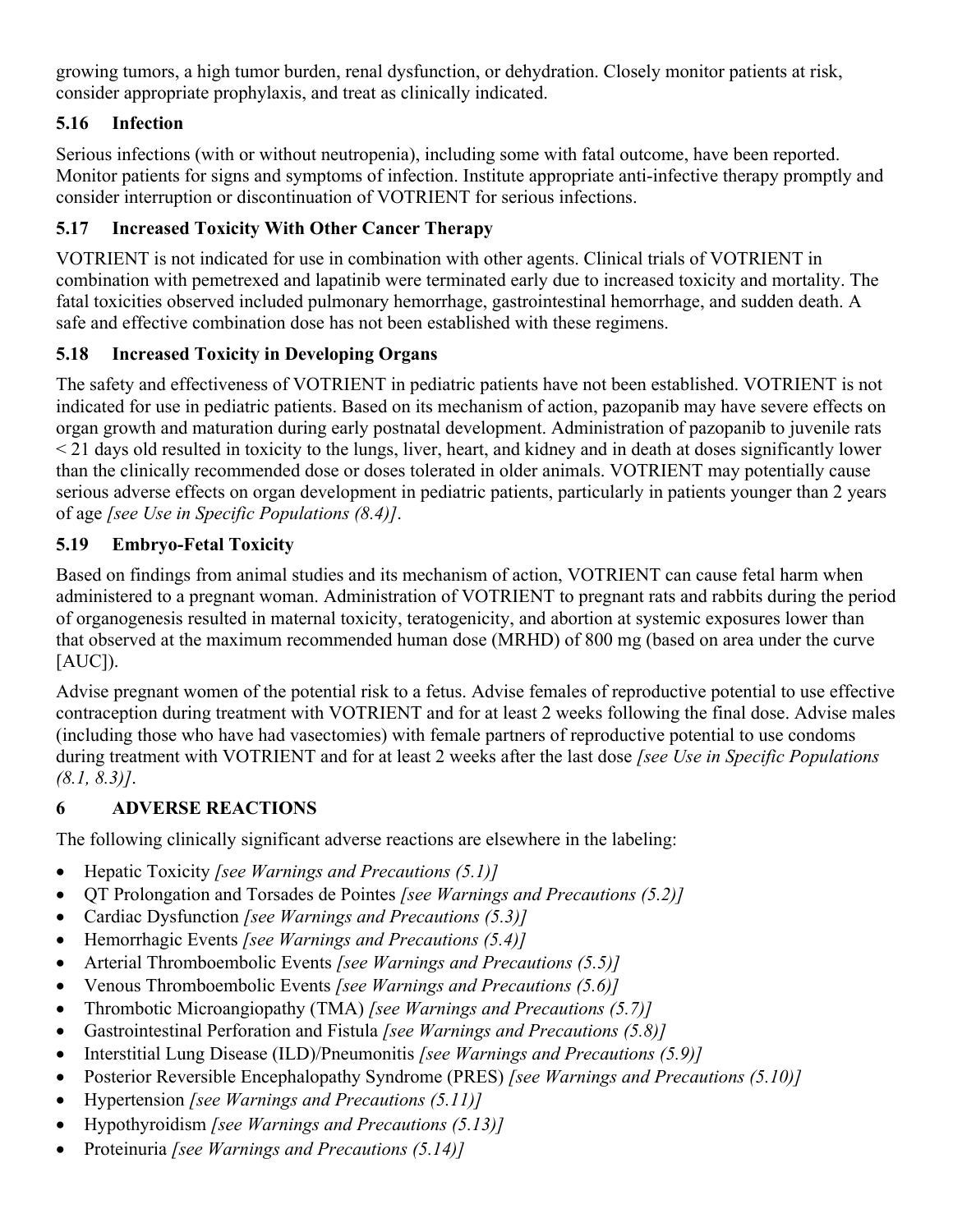growing tumors, a high tumor burden, renal dysfunction, or dehydration. Closely monitor patients at risk, consider appropriate prophylaxis, and treat as clinically indicated.

### 5.16 Infection

Serious infections (with or without neutropenia), including some with fatal outcome, have been reported. Monitor patients for signs and symptoms of infection. Institute appropriate anti-infective therapy promptly and consider interruption or discontinuation of VOTRIENT for serious infections.

### 5.17 Increased Toxicity With Other Cancer Therapy

VOTRIENT is not indicated for use in combination with other agents. Clinical trials of VOTRIENT in combination with pemetrexed and lapatinib were terminated early due to increased toxicity and mortality. The fatal toxicities observed included pulmonary hemorrhage, gastrointestinal hemorrhage, and sudden death. A safe and effective combination dose has not been established with these regimens.

### 5.18 Increased Toxicity in Developing Organs

The safety and effectiveness of VOTRIENT in pediatric patients have not been established. VOTRIENT is not indicated for use in pediatric patients. Based on its mechanism of action, pazopanib may have severe effects on organ growth and maturation during early postnatal development. Administration of pazopanib to juvenile rats < 21 days old resulted in toxicity to the lungs, liver, heart, and kidney and in death at doses significantly lower than the clinically recommended dose or doses tolerated in older animals. VOTRIENT may potentially cause serious adverse effects on organ development in pediatric patients, particularly in patients younger than 2 years of age *[see Use in Specific Populations (8.4)]*.

### 5.19 Embryo-Fetal Toxicity

Based on findings from animal studies and its mechanism of action, VOTRIENT can cause fetal harm when administered to a pregnant woman. Administration of VOTRIENT to pregnant rats and rabbits during the period of organogenesis resulted in maternal toxicity, teratogenicity, and abortion at systemic exposures lower than that observed at the maximum recommended human dose (MRHD) of 800 mg (based on area under the curve [AUC]).

Advise pregnant women of the potential risk to a fetus. Advise females of reproductive potential to use effective contraception during treatment with VOTRIENT and for at least 2 weeks following the final dose. Advise males (including those who have had vasectomies) with female partners of reproductive potential to use condoms during treatment with VOTRIENT and for at least 2 weeks after the last dose *[see Use in Specific Populations (8.1, 8.3)]*.

## 6 ADVERSE REACTIONS

The following clinically significant adverse reactions are elsewhere in the labeling:

- Hepatic Toxicity *[see Warnings and Precautions (5.1)]*
- QT Prolongation and Torsades de Pointes *[see Warnings and Precautions (5.2)]*
- Cardiac Dysfunction *[see Warnings and Precautions (5.3)]*
- Hemorrhagic Events *[see Warnings and Precautions (5.4)]*
- Arterial Thromboembolic Events *[see Warnings and Precautions (5.5)]*
- Venous Thromboembolic Events *[see Warnings and Precautions (5.6)]*
- Thrombotic Microangiopathy (TMA) *[see Warnings and Precautions (5.7)]*
- Gastrointestinal Perforation and Fistula *[see Warnings and Precautions (5.8)]*
- Interstitial Lung Disease (ILD)/Pneumonitis *[see Warnings and Precautions (5.9)]*
- Posterior Reversible Encephalopathy Syndrome (PRES) *[see Warnings and Precautions (5.10)]*
- Hypertension *[see Warnings and Precautions (5.11)]*
- Hypothyroidism *[see Warnings and Precautions (5.13)]*
- Proteinuria *[see Warnings and Precautions (5.14)]*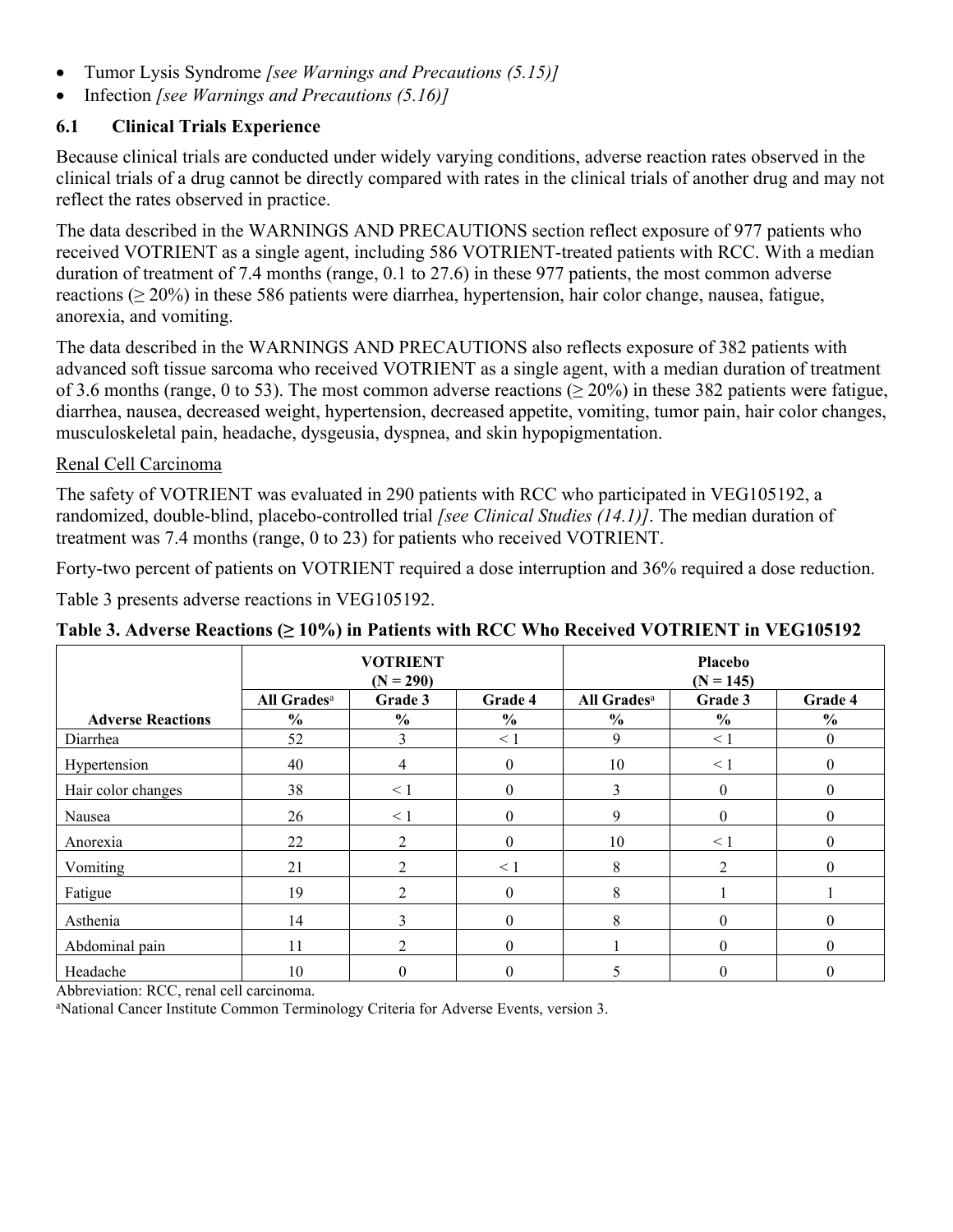- Tumor Lysis Syndrome *[see Warnings and Precautions (5.15)]*
- Infection *[see Warnings and Precautions (5.16)]*

### 6.1 Clinical Trials Experience

Because clinical trials are conducted under widely varying conditions, adverse reaction rates observed in the clinical trials of a drug cannot be directly compared with rates in the clinical trials of another drug and may not reflect the rates observed in practice.

The data described in the WARNINGS AND PRECAUTIONS section reflect exposure of 977 patients who received VOTRIENT as a single agent, including 586 VOTRIENT-treated patients with RCC. With a median duration of treatment of 7.4 months (range, 0.1 to 27.6) in these 977 patients, the most common adverse reactions (≥ 20%) in these 586 patients were diarrhea, hypertension, hair color change, nausea, fatigue, anorexia, and vomiting.

The data described in the WARNINGS AND PRECAUTIONS also reflects exposure of 382 patients with advanced soft tissue sarcoma who received VOTRIENT as a single agent, with a median duration of treatment of 3.6 months (range, 0 to 53). The most common adverse reactions (≥ 20%) in these 382 patients were fatigue, diarrhea, nausea, decreased weight, hypertension, decreased appetite, vomiting, tumor pain, hair color changes, musculoskeletal pain, headache, dysgeusia, dyspnea, and skin hypopigmentation.

<u>Renal Cell Carcinoma</u>

The safety of VOTRIENT was evaluated in 290 patients with RCC who participated in VEG105192, a randomized, double-blind, placebo-controlled trial *[see Clinical Studies (14.1)]*. The median duration of treatment was 7.4 months (range, 0 to 23) for patients who received VOTRIENT.

Forty-two percent of patients on VOTRIENT required a dose interruption and 36% required a dose reduction.

Table 3 presents adverse reactions in VEG105192.

**Table 3. Adverse Reactions (≥ 10%) in Patients with RCC Who Received VOTRIENT in VEG105192**

| | VOTRIENT (N = 290) | | | Placebo (N = 145) | | |
|---|---|---|---|---|---|---|
| | All Grades[a] | Grade 3 | Grade 4 | All Grades[a] | Grade 3 | Grade 4 |
| Adverse Reactions | % | % | % | % | % | % |
| Diarrhea | 52 | 3 | < 1 | 9 | < 1 | 0 |
| Hypertension | 40 | 4 | 0 | 10 | < 1 | 0 |
| Hair color changes | 38 | < 1 | 0 | 3 | 0 | 0 |
| Nausea | 26 | < 1 | 0 | 9 | 0 | 0 |
| Anorexia | 22 | 2 | 0 | 10 | < 1 | 0 |
| Vomiting | 21 | 2 | < 1 | 8 | 2 | 0 |
| Fatigue | 19 | 2 | 0 | 8 | 1 | 1 |
| Asthenia | 14 | 3 | 0 | 8 | 0 | 0 |
| Abdominal pain | 11 | 2 | 0 | 1 | 0 | 0 |
| Headache | 10 | 0 | 0 | 5 | 0 | 0 |

Abbreviation: RCC, renal cell carcinoma.

[a]National Cancer Institute Common Terminology Criteria for Adverse Events, version 3.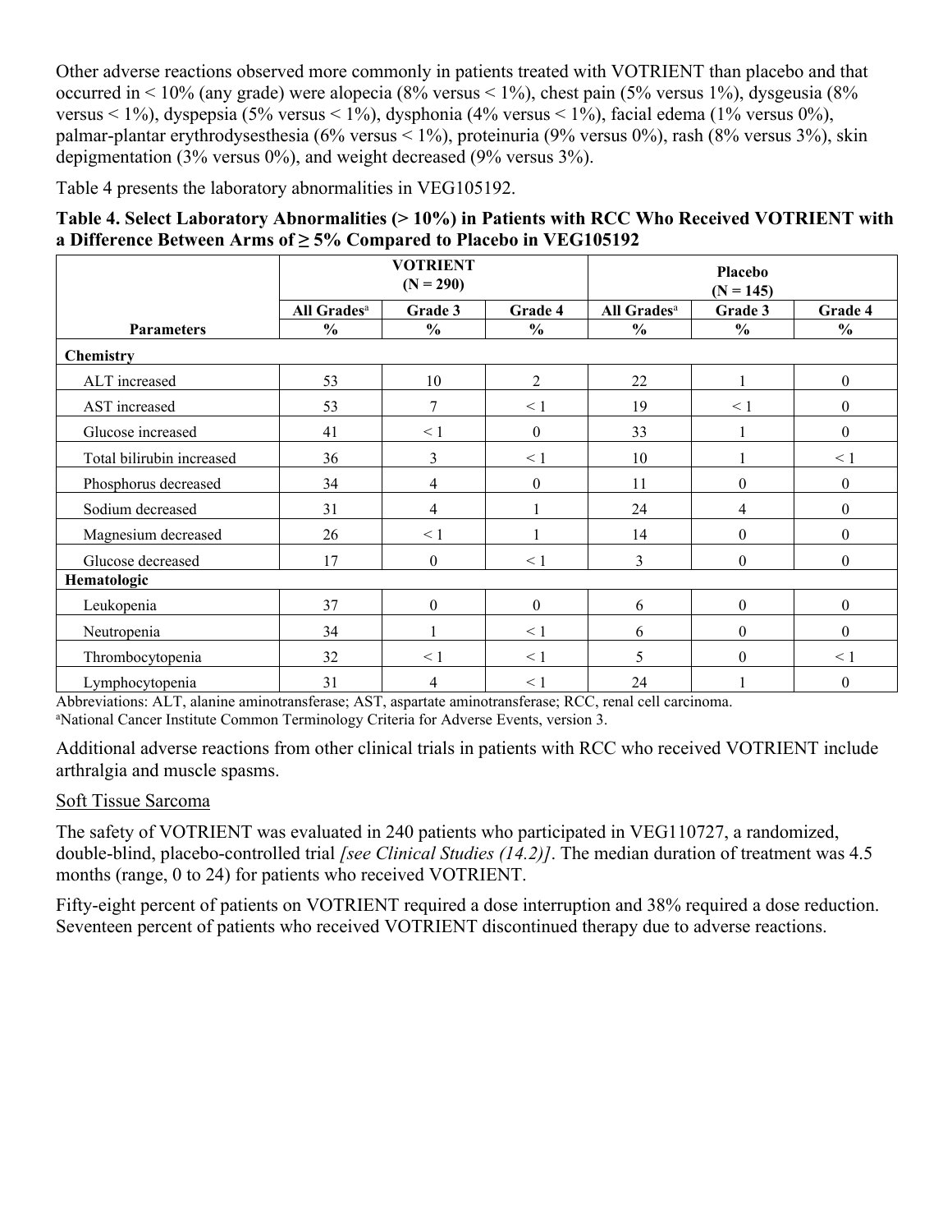Other adverse reactions observed more commonly in patients treated with VOTRIENT than placebo and that occurred in < 10% (any grade) were alopecia (8% versus < 1%), chest pain (5% versus 1%), dysgeusia (8% versus < 1%), dyspepsia (5% versus < 1%), dysphonia (4% versus < 1%), facial edema (1% versus 0%), palmar-plantar erythrodysesthesia (6% versus < 1%), proteinuria (9% versus 0%), rash (8% versus 3%), skin depigmentation (3% versus 0%), and weight decreased (9% versus 3%).

Table 4 presents the laboratory abnormalities in VEG105192.

**Table 4. Select Laboratory Abnormalities (> 10%) in Patients with RCC Who Received VOTRIENT with a Difference Between Arms of ≥ 5% Compared to Placebo in VEG105192**

| | VOTRIENT (N = 290) | | | Placebo (N = 145) | | |
|---|---|---|---|---|---|---|
| | All Grades[a] | Grade 3 | Grade 4 | All Grades[a] | Grade 3 | Grade 4 |
| Parameters | % | % | % | % | % | % |
| **Chemistry** | | | | | | |
| ALT increased | 53 | 10 | 2 | 22 | 1 | 0 |
| AST increased | 53 | 7 | < 1 | 19 | < 1 | 0 |
| Glucose increased | 41 | < 1 | 0 | 33 | 1 | 0 |
| Total bilirubin increased | 36 | 3 | < 1 | 10 | 1 | < 1 |
| Phosphorus decreased | 34 | 4 | 0 | 11 | 0 | 0 |
| Sodium decreased | 31 | 4 | 1 | 24 | 4 | 0 |
| Magnesium decreased | 26 | < 1 | 1 | 14 | 0 | 0 |
| Glucose decreased | 17 | 0 | < 1 | 3 | 0 | 0 |
| **Hematologic** | | | | | | |
| Leukopenia | 37 | 0 | 0 | 6 | 0 | 0 |
| Neutropenia | 34 | 1 | < 1 | 6 | 0 | 0 |
| Thrombocytopenia | 32 | < 1 | < 1 | 5 | 0 | < 1 |
| Lymphocytopenia | 31 | 4 | < 1 | 24 | 1 | 0 |

Abbreviations: ALT, alanine aminotransferase; AST, aspartate aminotransferase; RCC, renal cell carcinoma.
[a]National Cancer Institute Common Terminology Criteria for Adverse Events, version 3.

Additional adverse reactions from other clinical trials in patients with RCC who received VOTRIENT include arthralgia and muscle spasms.

Soft Tissue Sarcoma

The safety of VOTRIENT was evaluated in 240 patients who participated in VEG110727, a randomized, double-blind, placebo-controlled trial *[see Clinical Studies (14.2)]*. The median duration of treatment was 4.5 months (range, 0 to 24) for patients who received VOTRIENT.

Fifty-eight percent of patients on VOTRIENT required a dose interruption and 38% required a dose reduction. Seventeen percent of patients who received VOTRIENT discontinued therapy due to adverse reactions.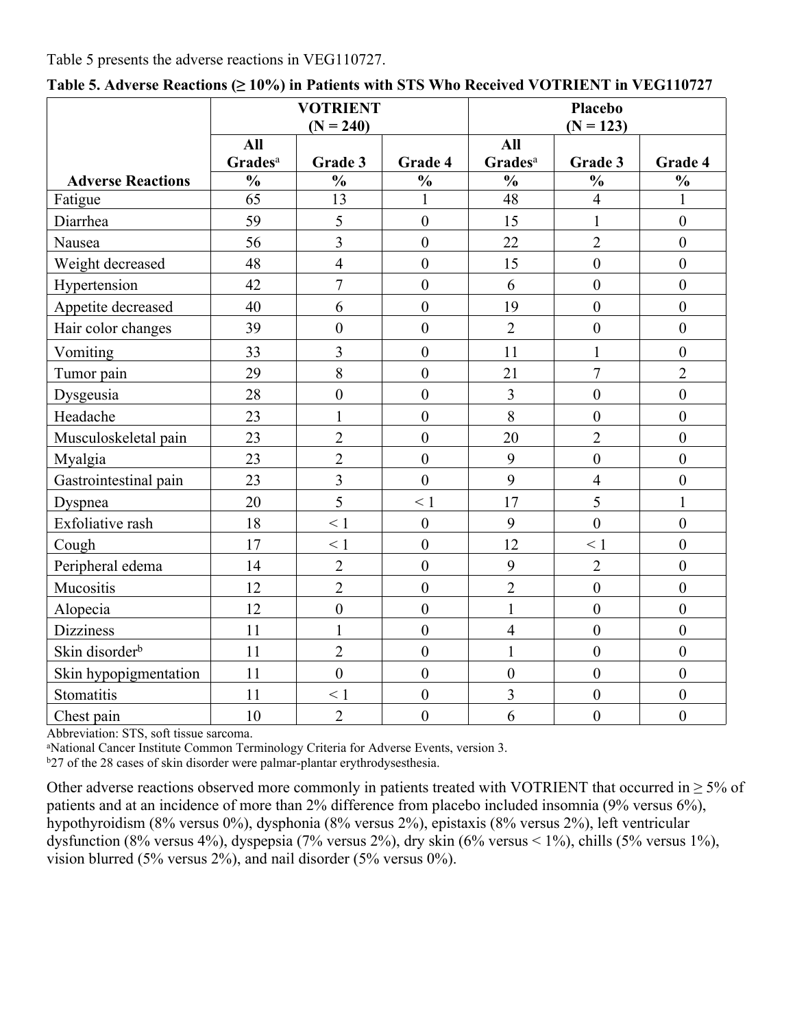Table 5 presents the adverse reactions in VEG110727.

**Table 5. Adverse Reactions (≥ 10%) in Patients with STS Who Received VOTRIENT in VEG110727**

| | VOTRIENT (N = 240) | | | Placebo (N = 123) | | |
|---|---|---|---|---|---|---|
| | All Grades[a] | Grade 3 | Grade 4 | All Grades[a] | Grade 3 | Grade 4 |
| **Adverse Reactions** | **%** | **%** | **%** | **%** | **%** | **%** |
| Fatigue | 65 | 13 | 1 | 48 | 4 | 1 |
| Diarrhea | 59 | 5 | 0 | 15 | 1 | 0 |
| Nausea | 56 | 3 | 0 | 22 | 2 | 0 |
| Weight decreased | 48 | 4 | 0 | 15 | 0 | 0 |
| Hypertension | 42 | 7 | 0 | 6 | 0 | 0 |
| Appetite decreased | 40 | 6 | 0 | 19 | 0 | 0 |
| Hair color changes | 39 | 0 | 0 | 2 | 0 | 0 |
| Vomiting | 33 | 3 | 0 | 11 | 1 | 0 |
| Tumor pain | 29 | 8 | 0 | 21 | 7 | 2 |
| Dysgeusia | 28 | 0 | 0 | 3 | 0 | 0 |
| Headache | 23 | 1 | 0 | 8 | 0 | 0 |
| Musculoskeletal pain | 23 | 2 | 0 | 20 | 2 | 0 |
| Myalgia | 23 | 2 | 0 | 9 | 0 | 0 |
| Gastrointestinal pain | 23 | 3 | 0 | 9 | 4 | 0 |
| Dyspnea | 20 | 5 | < 1 | 17 | 5 | 1 |
| Exfoliative rash | 18 | < 1 | 0 | 9 | 0 | 0 |
| Cough | 17 | < 1 | 0 | 12 | < 1 | 0 |
| Peripheral edema | 14 | 2 | 0 | 9 | 2 | 0 |
| Mucositis | 12 | 2 | 0 | 2 | 0 | 0 |
| Alopecia | 12 | 0 | 0 | 1 | 0 | 0 |
| Dizziness | 11 | 1 | 0 | 4 | 0 | 0 |
| Skin disorder[b] | 11 | 2 | 0 | 1 | 0 | 0 |
| Skin hypopigmentation | 11 | 0 | 0 | 0 | 0 | 0 |
| Stomatitis | 11 | < 1 | 0 | 3 | 0 | 0 |
| Chest pain | 10 | 2 | 0 | 6 | 0 | 0 |

Abbreviation: STS, soft tissue sarcoma.

[a]National Cancer Institute Common Terminology Criteria for Adverse Events, version 3.

[b]27 of the 28 cases of skin disorder were palmar-plantar erythrodysesthesia.

Other adverse reactions observed more commonly in patients treated with VOTRIENT that occurred in ≥ 5% of patients and at an incidence of more than 2% difference from placebo included insomnia (9% versus 6%), hypothyroidism (8% versus 0%), dysphonia (8% versus 2%), epistaxis (8% versus 2%), left ventricular dysfunction (8% versus 4%), dyspepsia (7% versus 2%), dry skin (6% versus < 1%), chills (5% versus 1%), vision blurred (5% versus 2%), and nail disorder (5% versus 0%).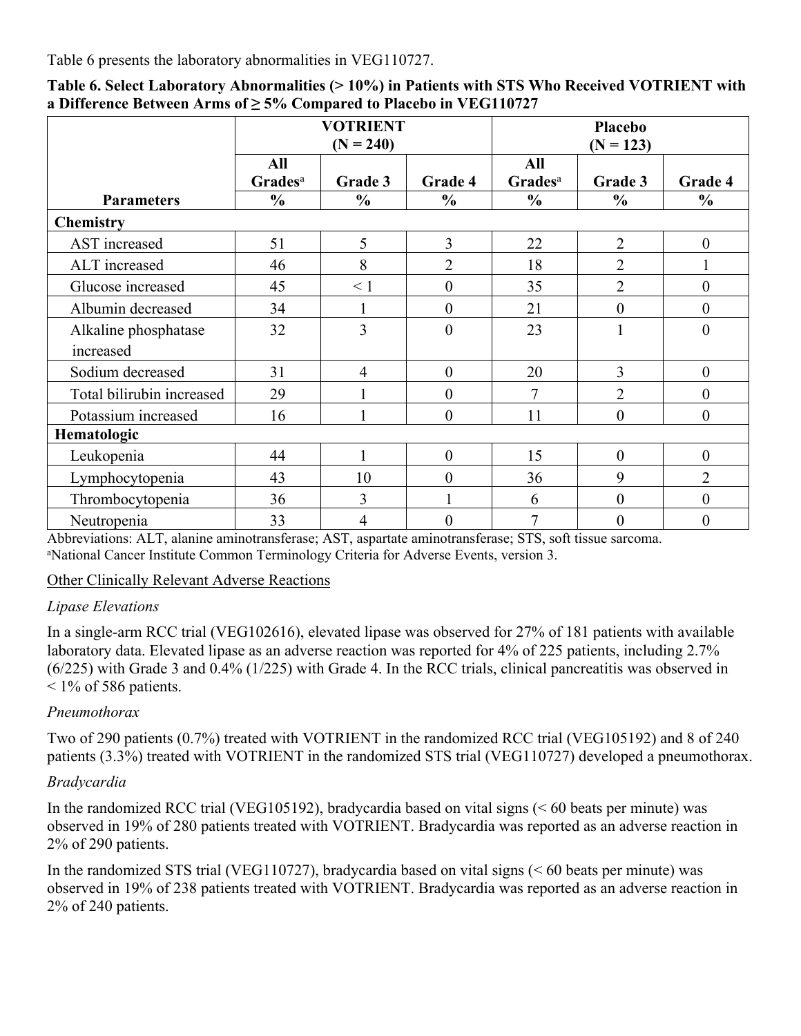Table 6 presents the laboratory abnormalities in VEG110727.

**Table 6. Select Laboratory Abnormalities (> 10%) in Patients with STS Who Received VOTRIENT with a Difference Between Arms of ≥ 5% Compared to Placebo in VEG110727**

| | VOTRIENT (N = 240) | | | Placebo (N = 123) | | |
|---|---|---|---|---|---|---|
| | All Grades[a] | Grade 3 | Grade 4 | All Grades[a] | Grade 3 | Grade 4 |
| **Parameters** | **%** | **%** | **%** | **%** | **%** | **%** |
| **Chemistry** | | | | | | |
| AST increased | 51 | 5 | 3 | 22 | 2 | 0 |
| ALT increased | 46 | 8 | 2 | 18 | 2 | 1 |
| Glucose increased | 45 | < 1 | 0 | 35 | 2 | 0 |
| Albumin decreased | 34 | 1 | 0 | 21 | 0 | 0 |
| Alkaline phosphatase increased | 32 | 3 | 0 | 23 | 1 | 0 |
| Sodium decreased | 31 | 4 | 0 | 20 | 3 | 0 |
| Total bilirubin increased | 29 | 1 | 0 | 7 | 2 | 0 |
| Potassium increased | 16 | 1 | 0 | 11 | 0 | 0 |
| **Hematologic** | | | | | | |
| Leukopenia | 44 | 1 | 0 | 15 | 0 | 0 |
| Lymphocytopenia | 43 | 10 | 0 | 36 | 9 | 2 |
| Thrombocytopenia | 36 | 3 | 1 | 6 | 0 | 0 |
| Neutropenia | 33 | 4 | 0 | 7 | 0 | 0 |

Abbreviations: ALT, alanine aminotransferase; AST, aspartate aminotransferase; STS, soft tissue sarcoma.
[a]National Cancer Institute Common Terminology Criteria for Adverse Events, version 3.

Other Clinically Relevant Adverse Reactions

*Lipase Elevations*

In a single-arm RCC trial (VEG102616), elevated lipase was observed for 27% of 181 patients with available laboratory data. Elevated lipase as an adverse reaction was reported for 4% of 225 patients, including 2.7% (6/225) with Grade 3 and 0.4% (1/225) with Grade 4. In the RCC trials, clinical pancreatitis was observed in < 1% of 586 patients.

*Pneumothorax*

Two of 290 patients (0.7%) treated with VOTRIENT in the randomized RCC trial (VEG105192) and 8 of 240 patients (3.3%) treated with VOTRIENT in the randomized STS trial (VEG110727) developed a pneumothorax.

*Bradycardia*

In the randomized RCC trial (VEG105192), bradycardia based on vital signs (< 60 beats per minute) was observed in 19% of 280 patients treated with VOTRIENT. Bradycardia was reported as an adverse reaction in 2% of 290 patients.

In the randomized STS trial (VEG110727), bradycardia based on vital signs (< 60 beats per minute) was observed in 19% of 238 patients treated with VOTRIENT. Bradycardia was reported as an adverse reaction in 2% of 240 patients.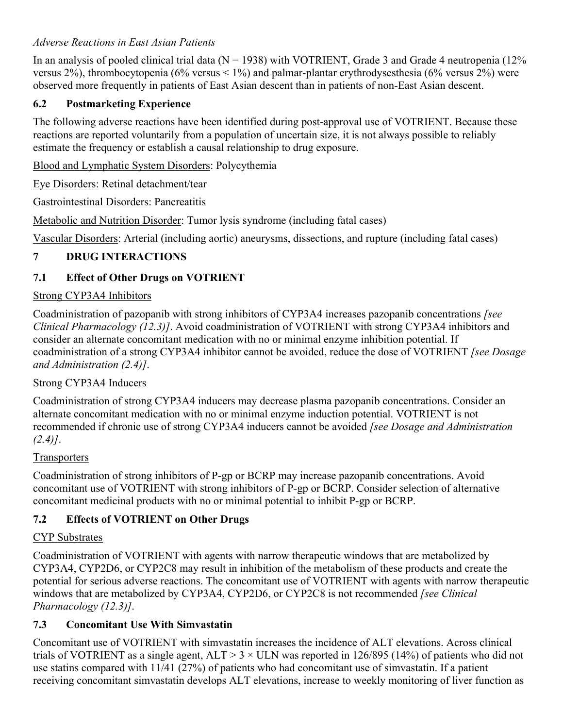*Adverse Reactions in East Asian Patients*

In an analysis of pooled clinical trial data (N = 1938) with VOTRIENT, Grade 3 and Grade 4 neutropenia (12% versus 2%), thrombocytopenia (6% versus < 1%) and palmar-plantar erythrodysesthesia (6% versus 2%) were observed more frequently in patients of East Asian descent than in patients of non-East Asian descent.

## 6.2 Postmarketing Experience

The following adverse reactions have been identified during post-approval use of VOTRIENT. Because these reactions are reported voluntarily from a population of uncertain size, it is not always possible to reliably estimate the frequency or establish a causal relationship to drug exposure.

<u>Blood and Lymphatic System Disorders</u>: Polycythemia

<u>Eye Disorders</u>: Retinal detachment/tear

<u>Gastrointestinal Disorders</u>: Pancreatitis

<u>Metabolic and Nutrition Disorder</u>: Tumor lysis syndrome (including fatal cases)

<u>Vascular Disorders</u>: Arterial (including aortic) aneurysms, dissections, and rupture (including fatal cases)

# 7 DRUG INTERACTIONS

## 7.1 Effect of Other Drugs on VOTRIENT

<u>Strong CYP3A4 Inhibitors</u>

Coadministration of pazopanib with strong inhibitors of CYP3A4 increases pazopanib concentrations *[see Clinical Pharmacology (12.3)]*. Avoid coadministration of VOTRIENT with strong CYP3A4 inhibitors and consider an alternate concomitant medication with no or minimal enzyme inhibition potential. If coadministration of a strong CYP3A4 inhibitor cannot be avoided, reduce the dose of VOTRIENT *[see Dosage and Administration (2.4)]*.

<u>Strong CYP3A4 Inducers</u>

Coadministration of strong CYP3A4 inducers may decrease plasma pazopanib concentrations. Consider an alternate concomitant medication with no or minimal enzyme induction potential. VOTRIENT is not recommended if chronic use of strong CYP3A4 inducers cannot be avoided *[see Dosage and Administration (2.4)]*.

<u>Transporters</u>

Coadministration of strong inhibitors of P-gp or BCRP may increase pazopanib concentrations. Avoid concomitant use of VOTRIENT with strong inhibitors of P-gp or BCRP. Consider selection of alternative concomitant medicinal products with no or minimal potential to inhibit P-gp or BCRP.

## 7.2 Effects of VOTRIENT on Other Drugs

<u>CYP Substrates</u>

Coadministration of VOTRIENT with agents with narrow therapeutic windows that are metabolized by CYP3A4, CYP2D6, or CYP2C8 may result in inhibition of the metabolism of these products and create the potential for serious adverse reactions. The concomitant use of VOTRIENT with agents with narrow therapeutic windows that are metabolized by CYP3A4, CYP2D6, or CYP2C8 is not recommended *[see Clinical Pharmacology (12.3)]*.

## 7.3 Concomitant Use With Simvastatin

Concomitant use of VOTRIENT with simvastatin increases the incidence of ALT elevations. Across clinical trials of VOTRIENT as a single agent, ALT > 3 × ULN was reported in 126/895 (14%) of patients who did not use statins compared with 11/41 (27%) of patients who had concomitant use of simvastatin. If a patient receiving concomitant simvastatin develops ALT elevations, increase to weekly monitoring of liver function as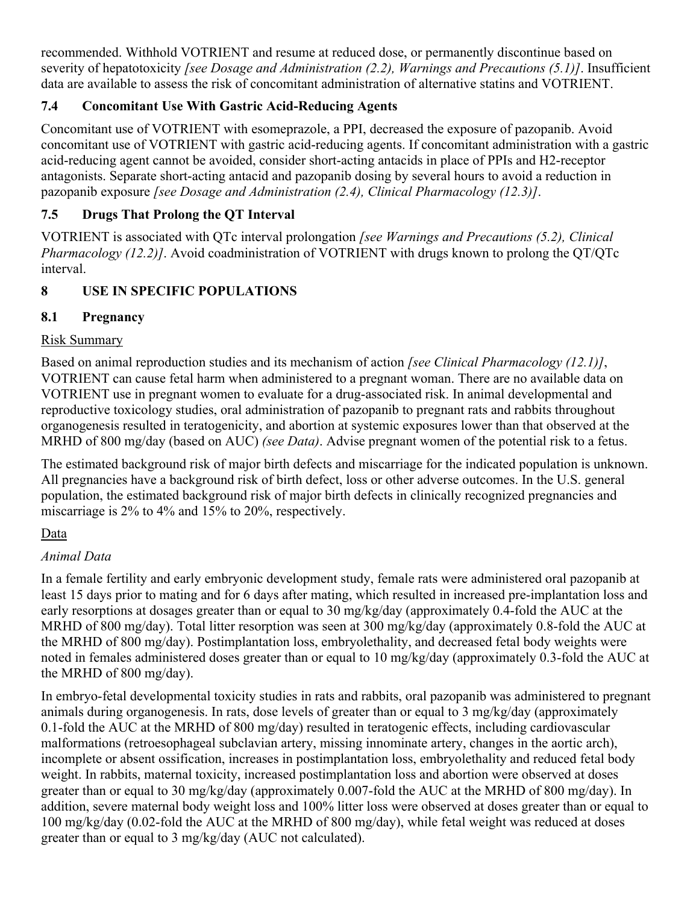recommended. Withhold VOTRIENT and resume at reduced dose, or permanently discontinue based on severity of hepatotoxicity *[see Dosage and Administration (2.2), Warnings and Precautions (5.1)]*. Insufficient data are available to assess the risk of concomitant administration of alternative statins and VOTRIENT.

### 7.4 Concomitant Use With Gastric Acid-Reducing Agents

Concomitant use of VOTRIENT with esomeprazole, a PPI, decreased the exposure of pazopanib. Avoid concomitant use of VOTRIENT with gastric acid-reducing agents. If concomitant administration with a gastric acid-reducing agent cannot be avoided, consider short-acting antacids in place of PPIs and H2-receptor antagonists. Separate short-acting antacid and pazopanib dosing by several hours to avoid a reduction in pazopanib exposure *[see Dosage and Administration (2.4), Clinical Pharmacology (12.3)]*.

### 7.5 Drugs That Prolong the QT Interval

VOTRIENT is associated with QTc interval prolongation *[see Warnings and Precautions (5.2), Clinical Pharmacology (12.2)]*. Avoid coadministration of VOTRIENT with drugs known to prolong the QT/QTc interval.

## 8 USE IN SPECIFIC POPULATIONS

### 8.1 Pregnancy

Risk Summary

Based on animal reproduction studies and its mechanism of action *[see Clinical Pharmacology (12.1)]*, VOTRIENT can cause fetal harm when administered to a pregnant woman. There are no available data on VOTRIENT use in pregnant women to evaluate for a drug-associated risk. In animal developmental and reproductive toxicology studies, oral administration of pazopanib to pregnant rats and rabbits throughout organogenesis resulted in teratogenicity, and abortion at systemic exposures lower than that observed at the MRHD of 800 mg/day (based on AUC) *(see Data)*. Advise pregnant women of the potential risk to a fetus.

The estimated background risk of major birth defects and miscarriage for the indicated population is unknown. All pregnancies have a background risk of birth defect, loss or other adverse outcomes. In the U.S. general population, the estimated background risk of major birth defects in clinically recognized pregnancies and miscarriage is 2% to 4% and 15% to 20%, respectively.

Data

*Animal Data*

In a female fertility and early embryonic development study, female rats were administered oral pazopanib at least 15 days prior to mating and for 6 days after mating, which resulted in increased pre-implantation loss and early resorptions at dosages greater than or equal to 30 mg/kg/day (approximately 0.4-fold the AUC at the MRHD of 800 mg/day). Total litter resorption was seen at 300 mg/kg/day (approximately 0.8-fold the AUC at the MRHD of 800 mg/day). Postimplantation loss, embryolethality, and decreased fetal body weights were noted in females administered doses greater than or equal to 10 mg/kg/day (approximately 0.3-fold the AUC at the MRHD of 800 mg/day).

In embryo-fetal developmental toxicity studies in rats and rabbits, oral pazopanib was administered to pregnant animals during organogenesis. In rats, dose levels of greater than or equal to 3 mg/kg/day (approximately 0.1-fold the AUC at the MRHD of 800 mg/day) resulted in teratogenic effects, including cardiovascular malformations (retroesophageal subclavian artery, missing innominate artery, changes in the aortic arch), incomplete or absent ossification, increases in postimplantation loss, embryolethality and reduced fetal body weight. In rabbits, maternal toxicity, increased postimplantation loss and abortion were observed at doses greater than or equal to 30 mg/kg/day (approximately 0.007-fold the AUC at the MRHD of 800 mg/day). In addition, severe maternal body weight loss and 100% litter loss were observed at doses greater than or equal to 100 mg/kg/day (0.02-fold the AUC at the MRHD of 800 mg/day), while fetal weight was reduced at doses greater than or equal to 3 mg/kg/day (AUC not calculated).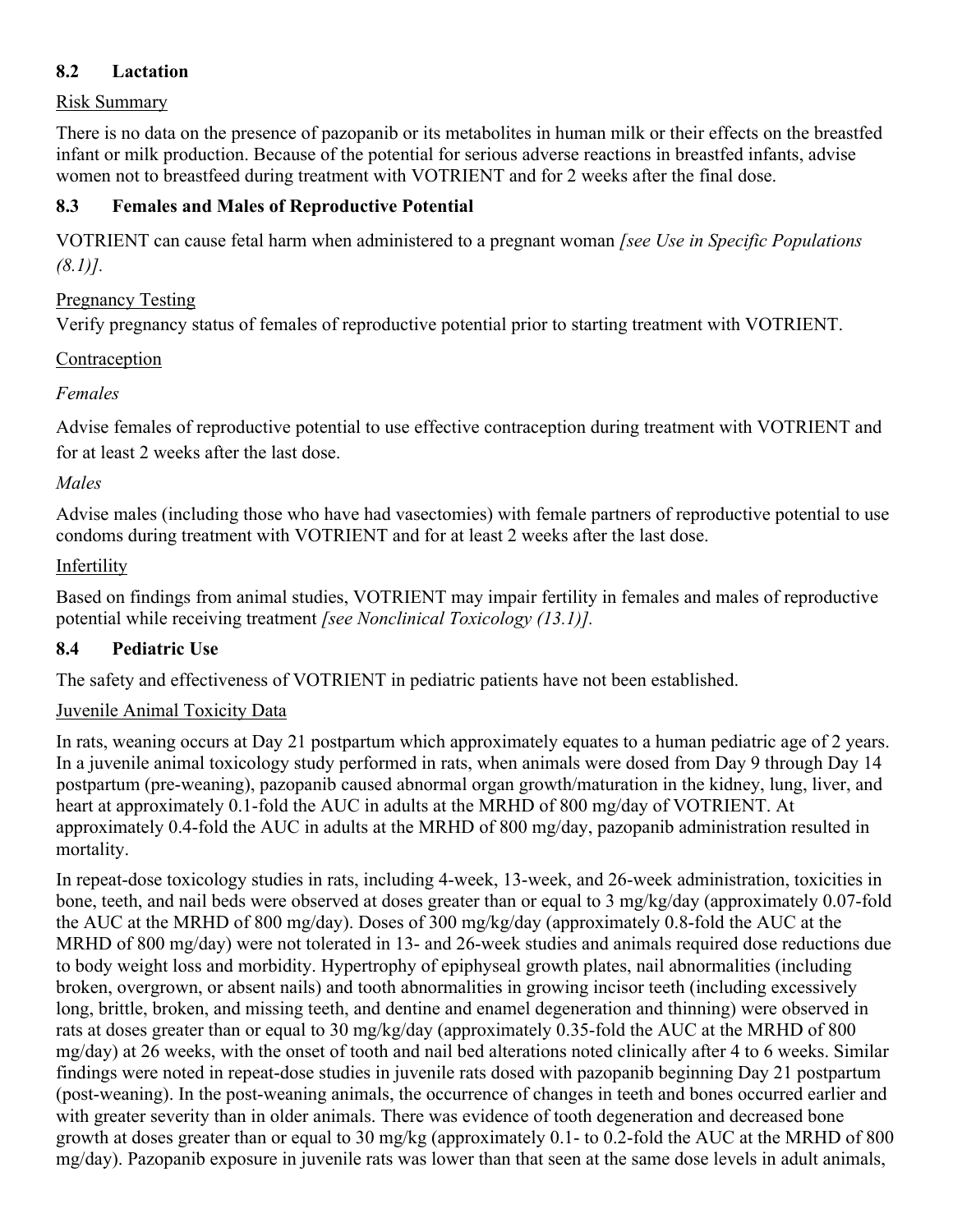### 8.2 Lactation

Risk Summary

There is no data on the presence of pazopanib or its metabolites in human milk or their effects on the breastfed infant or milk production. Because of the potential for serious adverse reactions in breastfed infants, advise women not to breastfeed during treatment with VOTRIENT and for 2 weeks after the final dose.

### 8.3 Females and Males of Reproductive Potential

VOTRIENT can cause fetal harm when administered to a pregnant woman *[see Use in Specific Populations (8.1)].*

Pregnancy Testing

Verify pregnancy status of females of reproductive potential prior to starting treatment with VOTRIENT.

Contraception

*Females*

Advise females of reproductive potential to use effective contraception during treatment with VOTRIENT and for at least 2 weeks after the last dose.

*Males*

Advise males (including those who have had vasectomies) with female partners of reproductive potential to use condoms during treatment with VOTRIENT and for at least 2 weeks after the last dose.

Infertility

Based on findings from animal studies, VOTRIENT may impair fertility in females and males of reproductive potential while receiving treatment *[see Nonclinical Toxicology (13.1)].*

### 8.4 Pediatric Use

The safety and effectiveness of VOTRIENT in pediatric patients have not been established.

Juvenile Animal Toxicity Data

In rats, weaning occurs at Day 21 postpartum which approximately equates to a human pediatric age of 2 years. In a juvenile animal toxicology study performed in rats, when animals were dosed from Day 9 through Day 14 postpartum (pre-weaning), pazopanib caused abnormal organ growth/maturation in the kidney, lung, liver, and heart at approximately 0.1-fold the AUC in adults at the MRHD of 800 mg/day of VOTRIENT. At approximately 0.4-fold the AUC in adults at the MRHD of 800 mg/day, pazopanib administration resulted in mortality.

In repeat-dose toxicology studies in rats, including 4-week, 13-week, and 26-week administration, toxicities in bone, teeth, and nail beds were observed at doses greater than or equal to 3 mg/kg/day (approximately 0.07-fold the AUC at the MRHD of 800 mg/day). Doses of 300 mg/kg/day (approximately 0.8-fold the AUC at the MRHD of 800 mg/day) were not tolerated in 13- and 26-week studies and animals required dose reductions due to body weight loss and morbidity. Hypertrophy of epiphyseal growth plates, nail abnormalities (including broken, overgrown, or absent nails) and tooth abnormalities in growing incisor teeth (including excessively long, brittle, broken, and missing teeth, and dentine and enamel degeneration and thinning) were observed in rats at doses greater than or equal to 30 mg/kg/day (approximately 0.35-fold the AUC at the MRHD of 800 mg/day) at 26 weeks, with the onset of tooth and nail bed alterations noted clinically after 4 to 6 weeks. Similar findings were noted in repeat-dose studies in juvenile rats dosed with pazopanib beginning Day 21 postpartum (post-weaning). In the post-weaning animals, the occurrence of changes in teeth and bones occurred earlier and with greater severity than in older animals. There was evidence of tooth degeneration and decreased bone growth at doses greater than or equal to 30 mg/kg (approximately 0.1- to 0.2-fold the AUC at the MRHD of 800 mg/day). Pazopanib exposure in juvenile rats was lower than that seen at the same dose levels in adult animals,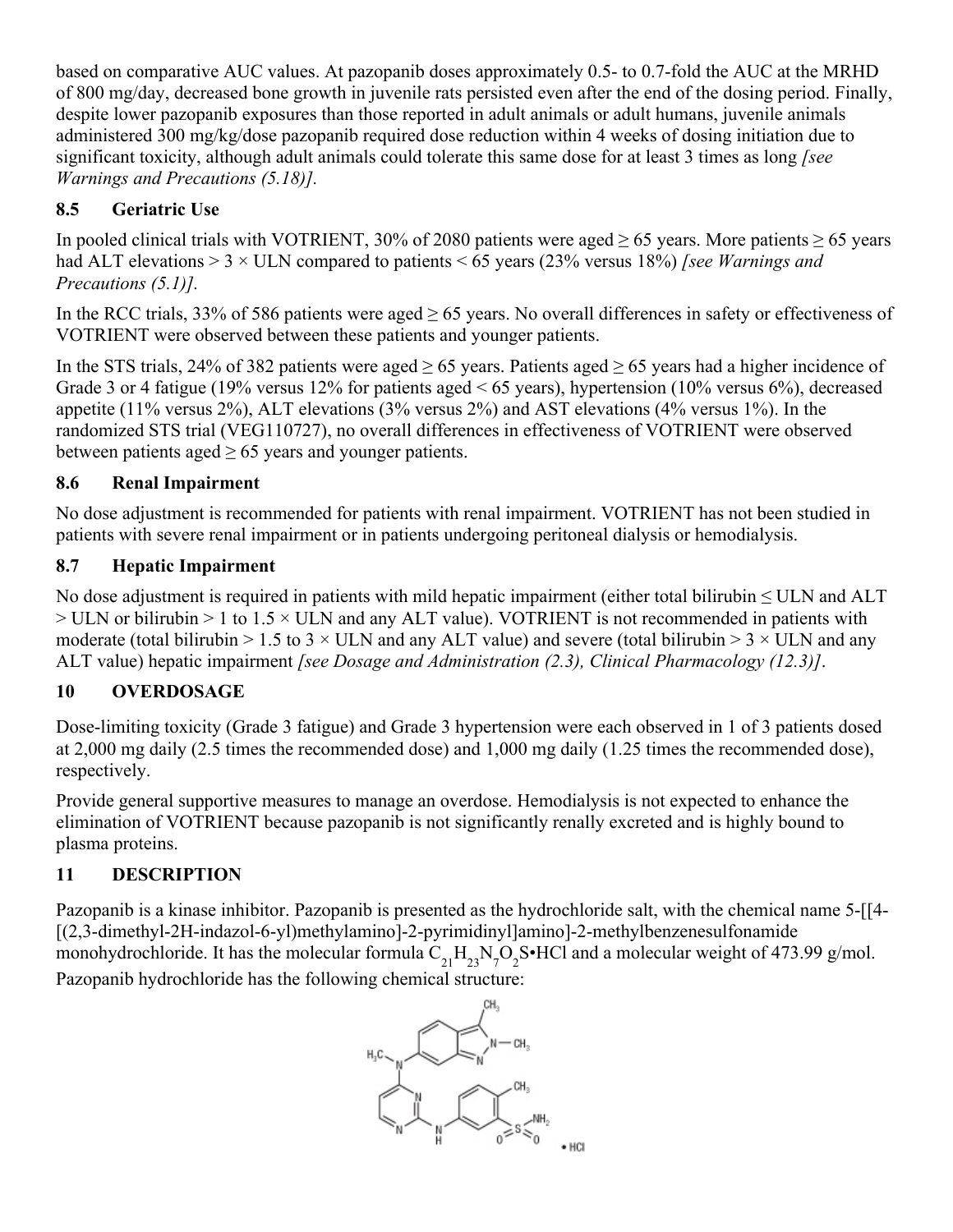based on comparative AUC values. At pazopanib doses approximately 0.5- to 0.7-fold the AUC at the MRHD of 800 mg/day, decreased bone growth in juvenile rats persisted even after the end of the dosing period. Finally, despite lower pazopanib exposures than those reported in adult animals or adult humans, juvenile animals administered 300 mg/kg/dose pazopanib required dose reduction within 4 weeks of dosing initiation due to significant toxicity, although adult animals could tolerate this same dose for at least 3 times as long *[see Warnings and Precautions (5.18)].*

### 8.5 Geriatric Use

In pooled clinical trials with VOTRIENT, 30% of 2080 patients were aged ≥ 65 years. More patients ≥ 65 years had ALT elevations > 3 × ULN compared to patients < 65 years (23% versus 18%) *[see Warnings and Precautions (5.1)].*

In the RCC trials, 33% of 586 patients were aged ≥ 65 years. No overall differences in safety or effectiveness of VOTRIENT were observed between these patients and younger patients.

In the STS trials, 24% of 382 patients were aged ≥ 65 years. Patients aged ≥ 65 years had a higher incidence of Grade 3 or 4 fatigue (19% versus 12% for patients aged < 65 years), hypertension (10% versus 6%), decreased appetite (11% versus 2%), ALT elevations (3% versus 2%) and AST elevations (4% versus 1%). In the randomized STS trial (VEG110727), no overall differences in effectiveness of VOTRIENT were observed between patients aged ≥ 65 years and younger patients.

### 8.6 Renal Impairment

No dose adjustment is recommended for patients with renal impairment. VOTRIENT has not been studied in patients with severe renal impairment or in patients undergoing peritoneal dialysis or hemodialysis.

### 8.7 Hepatic Impairment

No dose adjustment is required in patients with mild hepatic impairment (either total bilirubin ≤ ULN and ALT > ULN or bilirubin > 1 to 1.5 × ULN and any ALT value). VOTRIENT is not recommended in patients with moderate (total bilirubin > 1.5 to 3 × ULN and any ALT value) and severe (total bilirubin > 3 × ULN and any ALT value) hepatic impairment *[see Dosage and Administration (2.3), Clinical Pharmacology (12.3)]*.

## 10 OVERDOSAGE

Dose-limiting toxicity (Grade 3 fatigue) and Grade 3 hypertension were each observed in 1 of 3 patients dosed at 2,000 mg daily (2.5 times the recommended dose) and 1,000 mg daily (1.25 times the recommended dose), respectively.

Provide general supportive measures to manage an overdose. Hemodialysis is not expected to enhance the elimination of VOTRIENT because pazopanib is not significantly renally excreted and is highly bound to plasma proteins.

## 11 DESCRIPTION

Pazopanib is a kinase inhibitor. Pazopanib is presented as the hydrochloride salt, with the chemical name 5-[[4-[(2,3-dimethyl-2H-indazol-6-yl)methylamino]-2-pyrimidinyl]amino]-2-methylbenzenesulfonamide monohydrochloride. It has the molecular formula $C_{21}H_{23}N_7O_2S$•HCl and a molecular weight of 473.99 g/mol. Pazopanib hydrochloride has the following chemical structure: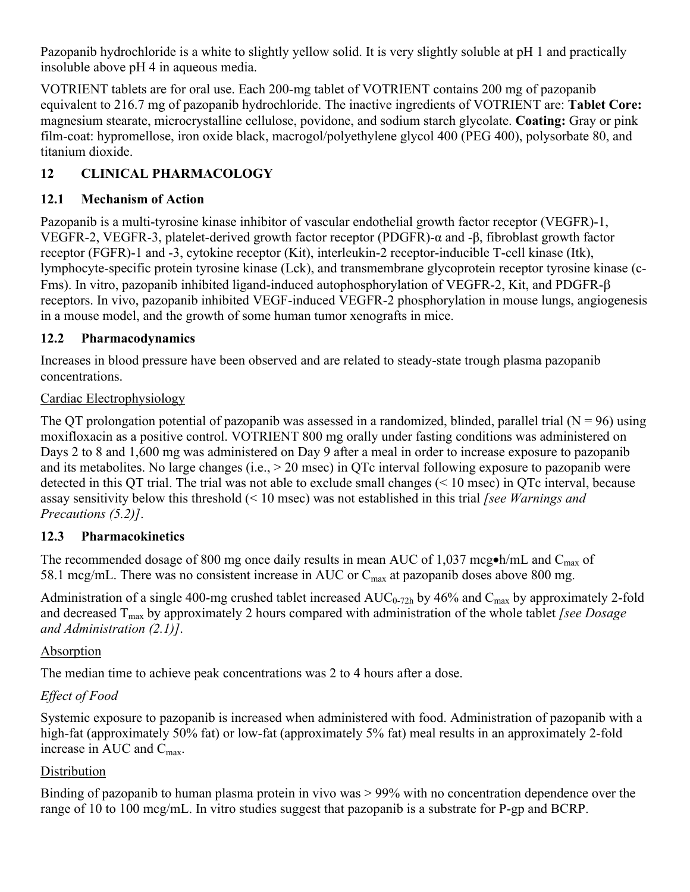Pazopanib hydrochloride is a white to slightly yellow solid. It is very slightly soluble at pH 1 and practically insoluble above pH 4 in aqueous media.

VOTRIENT tablets are for oral use. Each 200-mg tablet of VOTRIENT contains 200 mg of pazopanib equivalent to 216.7 mg of pazopanib hydrochloride. The inactive ingredients of VOTRIENT are: **Tablet Core:** magnesium stearate, microcrystalline cellulose, povidone, and sodium starch glycolate. **Coating:** Gray or pink film-coat: hypromellose, iron oxide black, macrogol/polyethylene glycol 400 (PEG 400), polysorbate 80, and titanium dioxide.

## 12 CLINICAL PHARMACOLOGY

### 12.1 Mechanism of Action

Pazopanib is a multi-tyrosine kinase inhibitor of vascular endothelial growth factor receptor (VEGFR)-1, VEGFR-2, VEGFR-3, platelet-derived growth factor receptor (PDGFR)-α and -β, fibroblast growth factor receptor (FGFR)-1 and -3, cytokine receptor (Kit), interleukin-2 receptor-inducible T-cell kinase (Itk), lymphocyte-specific protein tyrosine kinase (Lck), and transmembrane glycoprotein receptor tyrosine kinase (c-Fms). In vitro, pazopanib inhibited ligand-induced autophosphorylation of VEGFR-2, Kit, and PDGFR-β receptors. In vivo, pazopanib inhibited VEGF-induced VEGFR-2 phosphorylation in mouse lungs, angiogenesis in a mouse model, and the growth of some human tumor xenografts in mice.

### 12.2 Pharmacodynamics

Increases in blood pressure have been observed and are related to steady-state trough plasma pazopanib concentrations.

Cardiac Electrophysiology

The QT prolongation potential of pazopanib was assessed in a randomized, blinded, parallel trial (N = 96) using moxifloxacin as a positive control. VOTRIENT 800 mg orally under fasting conditions was administered on Days 2 to 8 and 1,600 mg was administered on Day 9 after a meal in order to increase exposure to pazopanib and its metabolites. No large changes (i.e., > 20 msec) in QTc interval following exposure to pazopanib were detected in this QT trial. The trial was not able to exclude small changes (< 10 msec) in QTc interval, because assay sensitivity below this threshold (< 10 msec) was not established in this trial *[see Warnings and Precautions (5.2)]*.

### 12.3 Pharmacokinetics

The recommended dosage of 800 mg once daily results in mean AUC of 1,037 mcg•h/mL and $C_{max}$ of 58.1 mcg/mL. There was no consistent increase in AUC or $C_{max}$ at pazopanib doses above 800 mg.

Administration of a single 400-mg crushed tablet increased $AUC_{0\text{-}72h}$ by 46% and $C_{max}$ by approximately 2-fold and decreased $T_{max}$ by approximately 2 hours compared with administration of the whole tablet *[see Dosage and Administration (2.1)]*.

Absorption

The median time to achieve peak concentrations was 2 to 4 hours after a dose.

*Effect of Food*

Systemic exposure to pazopanib is increased when administered with food. Administration of pazopanib with a high-fat (approximately 50% fat) or low-fat (approximately 5% fat) meal results in an approximately 2-fold increase in AUC and $C_{max}$.

Distribution

Binding of pazopanib to human plasma protein in vivo was > 99% with no concentration dependence over the range of 10 to 100 mcg/mL. In vitro studies suggest that pazopanib is a substrate for P-gp and BCRP.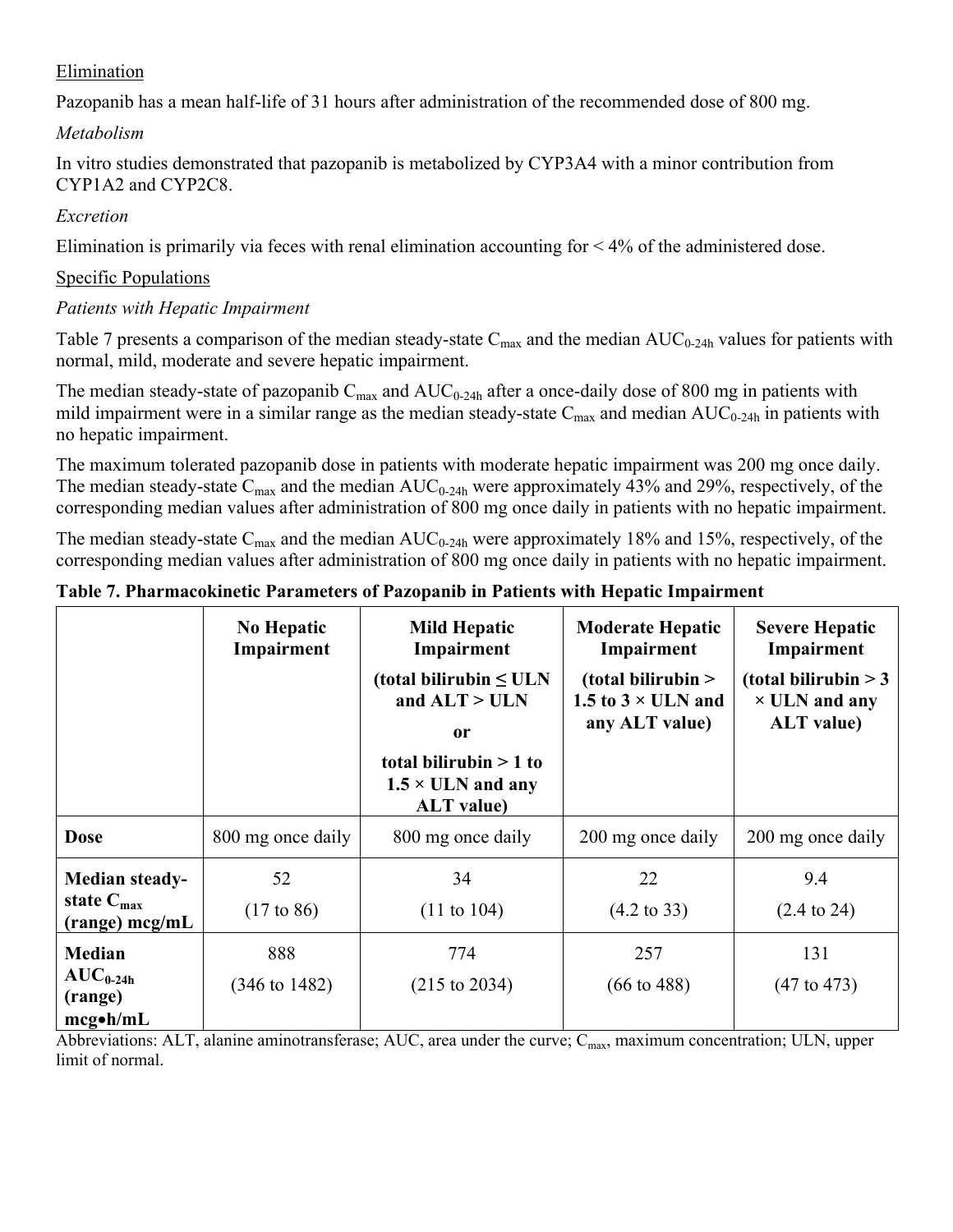Elimination

Pazopanib has a mean half-life of 31 hours after administration of the recommended dose of 800 mg.

*Metabolism*

In vitro studies demonstrated that pazopanib is metabolized by CYP3A4 with a minor contribution from CYP1A2 and CYP2C8.

*Excretion*

Elimination is primarily via feces with renal elimination accounting for < 4% of the administered dose.

Specific Populations

*Patients with Hepatic Impairment*

Table 7 presents a comparison of the median steady-state $C_{max}$ and the median $AUC_{0-24h}$ values for patients with normal, mild, moderate and severe hepatic impairment.

The median steady-state of pazopanib $C_{max}$ and $AUC_{0-24h}$ after a once-daily dose of 800 mg in patients with mild impairment were in a similar range as the median steady-state $C_{max}$ and median $AUC_{0-24h}$ in patients with no hepatic impairment.

The maximum tolerated pazopanib dose in patients with moderate hepatic impairment was 200 mg once daily. The median steady-state $C_{max}$ and the median $AUC_{0-24h}$ were approximately 43% and 29%, respectively, of the corresponding median values after administration of 800 mg once daily in patients with no hepatic impairment.

The median steady-state $C_{max}$ and the median $AUC_{0-24h}$ were approximately 18% and 15%, respectively, of the corresponding median values after administration of 800 mg once daily in patients with no hepatic impairment.

**Table 7. Pharmacokinetic Parameters of Pazopanib in Patients with Hepatic Impairment**

| | **No Hepatic Impairment** | **Mild Hepatic Impairment (total bilirubin ≤ ULN and ALT > ULN or total bilirubin > 1 to 1.5 × ULN and any ALT value)** | **Moderate Hepatic Impairment (total bilirubin > 1.5 to 3 × ULN and any ALT value)** | **Severe Hepatic Impairment (total bilirubin > 3 × ULN and any ALT value)** |
|---|---|---|---|---|
| **Dose** | 800 mg once daily | 800 mg once daily | 200 mg once daily | 200 mg once daily |
| **Median steady-state $C_{max}$ (range) mcg/mL** | 52 (17 to 86) | 34 (11 to 104) | 22 (4.2 to 33) | 9.4 (2.4 to 24) |
| **Median $AUC_{0-24h}$ (range) mcg•h/mL** | 888 (346 to 1482) | 774 (215 to 2034) | 257 (66 to 488) | 131 (47 to 473) |

Abbreviations: ALT, alanine aminotransferase; AUC, area under the curve; $C_{max}$, maximum concentration; ULN, upper limit of normal.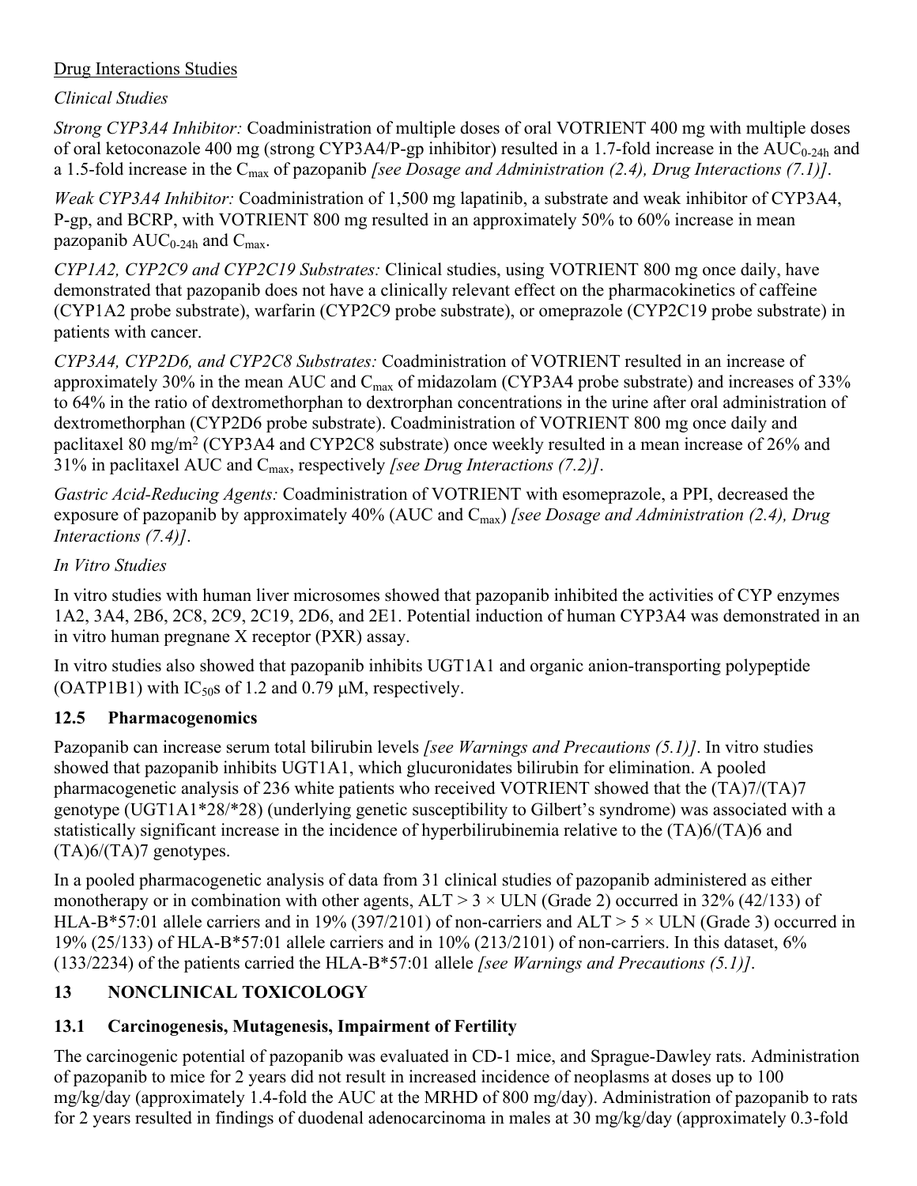Drug Interactions Studies

*Clinical Studies*

*Strong CYP3A4 Inhibitor:* Coadministration of multiple doses of oral VOTRIENT 400 mg with multiple doses of oral ketoconazole 400 mg (strong CYP3A4/P-gp inhibitor) resulted in a 1.7-fold increase in the $AUC_{0\text{-}24h}$ and a 1.5-fold increase in the $C_{max}$ of pazopanib *[see Dosage and Administration (2.4), Drug Interactions (7.1)]*.

*Weak CYP3A4 Inhibitor:* Coadministration of 1,500 mg lapatinib, a substrate and weak inhibitor of CYP3A4, P-gp, and BCRP, with VOTRIENT 800 mg resulted in an approximately 50% to 60% increase in mean pazopanib $AUC_{0\text{-}24h}$ and $C_{max}$.

*CYP1A2, CYP2C9 and CYP2C19 Substrates:* Clinical studies, using VOTRIENT 800 mg once daily, have demonstrated that pazopanib does not have a clinically relevant effect on the pharmacokinetics of caffeine (CYP1A2 probe substrate), warfarin (CYP2C9 probe substrate), or omeprazole (CYP2C19 probe substrate) in patients with cancer.

*CYP3A4, CYP2D6, and CYP2C8 Substrates:* Coadministration of VOTRIENT resulted in an increase of approximately 30% in the mean AUC and $C_{max}$ of midazolam (CYP3A4 probe substrate) and increases of 33% to 64% in the ratio of dextromethorphan to dextrorphan concentrations in the urine after oral administration of dextromethorphan (CYP2D6 probe substrate). Coadministration of VOTRIENT 800 mg once daily and paclitaxel 80 mg/$m^2$ (CYP3A4 and CYP2C8 substrate) once weekly resulted in a mean increase of 26% and 31% in paclitaxel AUC and $C_{max}$, respectively *[see Drug Interactions (7.2)]*.

*Gastric Acid-Reducing Agents:* Coadministration of VOTRIENT with esomeprazole, a PPI, decreased the exposure of pazopanib by approximately 40% (AUC and $C_{max}$) *[see Dosage and Administration (2.4), Drug Interactions (7.4)]*.

*In Vitro Studies*

In vitro studies with human liver microsomes showed that pazopanib inhibited the activities of CYP enzymes 1A2, 3A4, 2B6, 2C8, 2C9, 2C19, 2D6, and 2E1. Potential induction of human CYP3A4 was demonstrated in an in vitro human pregnane X receptor (PXR) assay.

In vitro studies also showed that pazopanib inhibits UGT1A1 and organic anion-transporting polypeptide (OATP1B1) with $IC_{50}$s of 1.2 and 0.79 μM, respectively.

## 12.5 Pharmacogenomics

Pazopanib can increase serum total bilirubin levels *[see Warnings and Precautions (5.1)]*. In vitro studies showed that pazopanib inhibits UGT1A1, which glucuronidates bilirubin for elimination. A pooled pharmacogenetic analysis of 236 white patients who received VOTRIENT showed that the (TA)7/(TA)7 genotype (UGT1A1*28/*28) (underlying genetic susceptibility to Gilbert's syndrome) was associated with a statistically significant increase in the incidence of hyperbilirubinemia relative to the (TA)6/(TA)6 and (TA)6/(TA)7 genotypes.

In a pooled pharmacogenetic analysis of data from 31 clinical studies of pazopanib administered as either monotherapy or in combination with other agents, ALT > 3 × ULN (Grade 2) occurred in 32% (42/133) of HLA-B*57:01 allele carriers and in 19% (397/2101) of non-carriers and ALT > 5 × ULN (Grade 3) occurred in 19% (25/133) of HLA-B*57:01 allele carriers and in 10% (213/2101) of non-carriers. In this dataset, 6% (133/2234) of the patients carried the HLA-B*57:01 allele *[see Warnings and Precautions (5.1)]*.

# 13 NONCLINICAL TOXICOLOGY

## 13.1 Carcinogenesis, Mutagenesis, Impairment of Fertility

The carcinogenic potential of pazopanib was evaluated in CD-1 mice, and Sprague-Dawley rats. Administration of pazopanib to mice for 2 years did not result in increased incidence of neoplasms at doses up to 100 mg/kg/day (approximately 1.4-fold the AUC at the MRHD of 800 mg/day). Administration of pazopanib to rats for 2 years resulted in findings of duodenal adenocarcinoma in males at 30 mg/kg/day (approximately 0.3-fold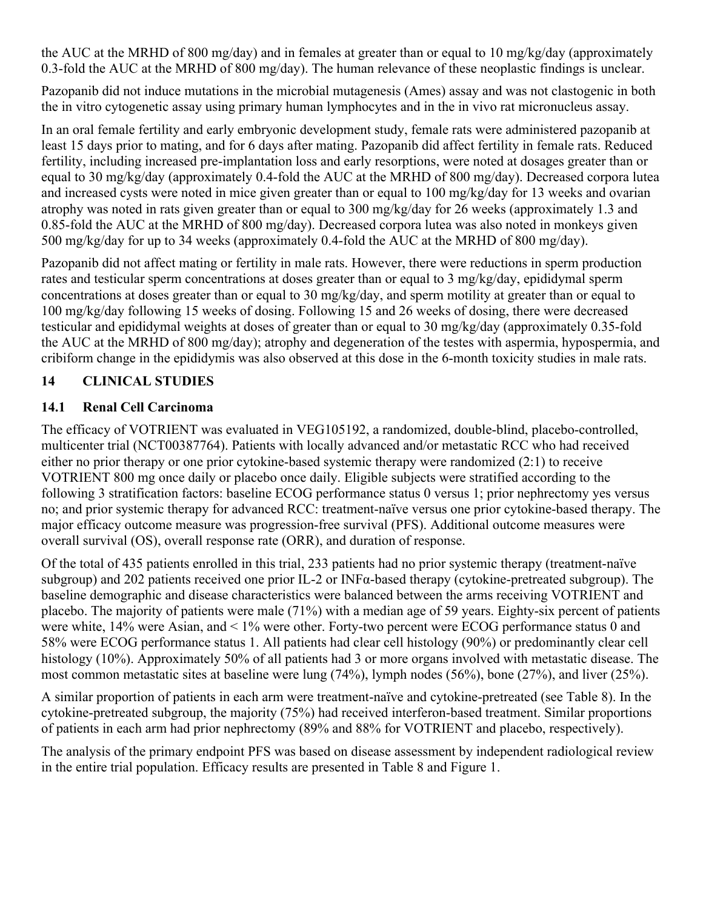the AUC at the MRHD of 800 mg/day) and in females at greater than or equal to 10 mg/kg/day (approximately 0.3-fold the AUC at the MRHD of 800 mg/day). The human relevance of these neoplastic findings is unclear.

Pazopanib did not induce mutations in the microbial mutagenesis (Ames) assay and was not clastogenic in both the in vitro cytogenetic assay using primary human lymphocytes and in the in vivo rat micronucleus assay.

In an oral female fertility and early embryonic development study, female rats were administered pazopanib at least 15 days prior to mating, and for 6 days after mating. Pazopanib did affect fertility in female rats. Reduced fertility, including increased pre-implantation loss and early resorptions, were noted at dosages greater than or equal to 30 mg/kg/day (approximately 0.4-fold the AUC at the MRHD of 800 mg/day). Decreased corpora lutea and increased cysts were noted in mice given greater than or equal to 100 mg/kg/day for 13 weeks and ovarian atrophy was noted in rats given greater than or equal to 300 mg/kg/day for 26 weeks (approximately 1.3 and 0.85-fold the AUC at the MRHD of 800 mg/day). Decreased corpora lutea was also noted in monkeys given 500 mg/kg/day for up to 34 weeks (approximately 0.4-fold the AUC at the MRHD of 800 mg/day).

Pazopanib did not affect mating or fertility in male rats. However, there were reductions in sperm production rates and testicular sperm concentrations at doses greater than or equal to 3 mg/kg/day, epididymal sperm concentrations at doses greater than or equal to 30 mg/kg/day, and sperm motility at greater than or equal to 100 mg/kg/day following 15 weeks of dosing. Following 15 and 26 weeks of dosing, there were decreased testicular and epididymal weights at doses of greater than or equal to 30 mg/kg/day (approximately 0.35-fold the AUC at the MRHD of 800 mg/day); atrophy and degeneration of the testes with aspermia, hypospermia, and cribiform change in the epididymis was also observed at this dose in the 6-month toxicity studies in male rats.

## 14 CLINICAL STUDIES

### 14.1 Renal Cell Carcinoma

The efficacy of VOTRIENT was evaluated in VEG105192, a randomized, double-blind, placebo-controlled, multicenter trial (NCT00387764). Patients with locally advanced and/or metastatic RCC who had received either no prior therapy or one prior cytokine-based systemic therapy were randomized (2:1) to receive VOTRIENT 800 mg once daily or placebo once daily. Eligible subjects were stratified according to the following 3 stratification factors: baseline ECOG performance status 0 versus 1; prior nephrectomy yes versus no; and prior systemic therapy for advanced RCC: treatment-naïve versus one prior cytokine-based therapy. The major efficacy outcome measure was progression-free survival (PFS). Additional outcome measures were overall survival (OS), overall response rate (ORR), and duration of response.

Of the total of 435 patients enrolled in this trial, 233 patients had no prior systemic therapy (treatment-naïve subgroup) and 202 patients received one prior IL-2 or INFα-based therapy (cytokine-pretreated subgroup). The baseline demographic and disease characteristics were balanced between the arms receiving VOTRIENT and placebo. The majority of patients were male (71%) with a median age of 59 years. Eighty-six percent of patients were white, 14% were Asian, and < 1% were other. Forty-two percent were ECOG performance status 0 and 58% were ECOG performance status 1. All patients had clear cell histology (90%) or predominantly clear cell histology (10%). Approximately 50% of all patients had 3 or more organs involved with metastatic disease. The most common metastatic sites at baseline were lung (74%), lymph nodes (56%), bone (27%), and liver (25%).

A similar proportion of patients in each arm were treatment-naïve and cytokine-pretreated (see Table 8). In the cytokine-pretreated subgroup, the majority (75%) had received interferon-based treatment. Similar proportions of patients in each arm had prior nephrectomy (89% and 88% for VOTRIENT and placebo, respectively).

The analysis of the primary endpoint PFS was based on disease assessment by independent radiological review in the entire trial population. Efficacy results are presented in Table 8 and Figure 1.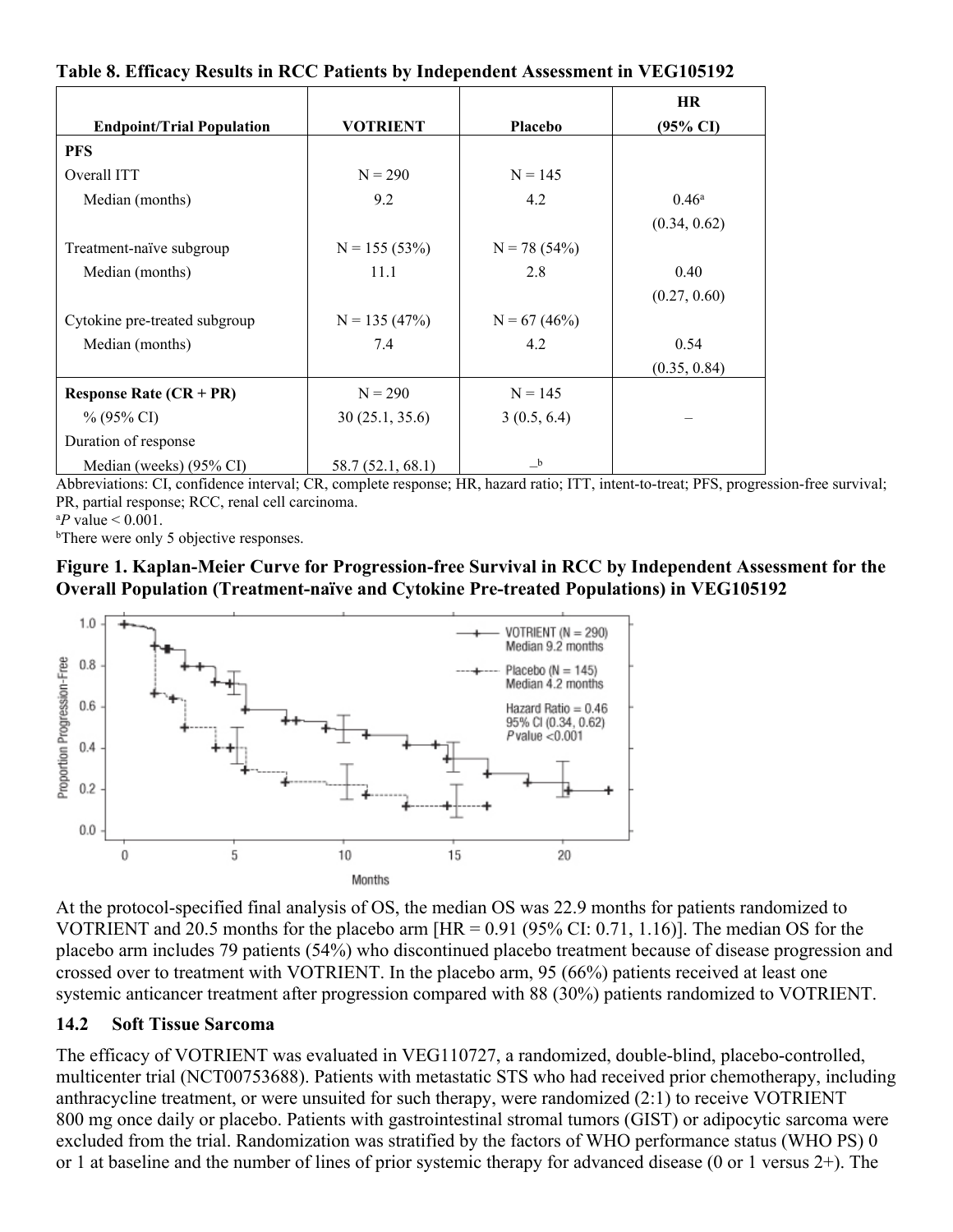**Table 8. Efficacy Results in RCC Patients by Independent Assessment in VEG105192**

| Endpoint/Trial Population | VOTRIENT | Placebo | HR (95% CI) |
|---|---|---|---|
| **PFS** | | | |
| Overall ITT | N = 290 | N = 145 | |
| Median (months) | 9.2 | 4.2 | 0.46[a] (0.34, 0.62) |
| Treatment-naïve subgroup | N = 155 (53%) | N = 78 (54%) | |
| Median (months) | 11.1 | 2.8 | 0.40 (0.27, 0.60) |
| Cytokine pre-treated subgroup | N = 135 (47%) | N = 67 (46%) | |
| Median (months) | 7.4 | 4.2 | 0.54 (0.35, 0.84) |
| **Response Rate (CR + PR)** | N = 290 | N = 145 | |
| % (95% CI) | 30 (25.1, 35.6) | 3 (0.5, 6.4) | – |
| Duration of response | | | |
| Median (weeks) (95% CI) | 58.7 (52.1, 68.1) | –[b] | |

Abbreviations: CI, confidence interval; CR, complete response; HR, hazard ratio; ITT, intent-to-treat; PFS, progression-free survival; PR, partial response; RCC, renal cell carcinoma.

[a]$P$ value < 0.001.

[b]There were only 5 objective responses.

**Figure 1. Kaplan-Meier Curve for Progression-free Survival in RCC by Independent Assessment for the Overall Population (Treatment-naïve and Cytokine Pre-treated Populations) in VEG105192**

At the protocol-specified final analysis of OS, the median OS was 22.9 months for patients randomized to VOTRIENT and 20.5 months for the placebo arm [HR = 0.91 (95% CI: 0.71, 1.16)]. The median OS for the placebo arm includes 79 patients (54%) who discontinued placebo treatment because of disease progression and crossed over to treatment with VOTRIENT. In the placebo arm, 95 (66%) patients received at least one systemic anticancer treatment after progression compared with 88 (30%) patients randomized to VOTRIENT.

### 14.2 Soft Tissue Sarcoma

The efficacy of VOTRIENT was evaluated in VEG110727, a randomized, double-blind, placebo-controlled, multicenter trial (NCT00753688). Patients with metastatic STS who had received prior chemotherapy, including anthracycline treatment, or were unsuited for such therapy, were randomized (2:1) to receive VOTRIENT 800 mg once daily or placebo. Patients with gastrointestinal stromal tumors (GIST) or adipocytic sarcoma were excluded from the trial. Randomization was stratified by the factors of WHO performance status (WHO PS) 0 or 1 at baseline and the number of lines of prior systemic therapy for advanced disease (0 or 1 versus 2+). The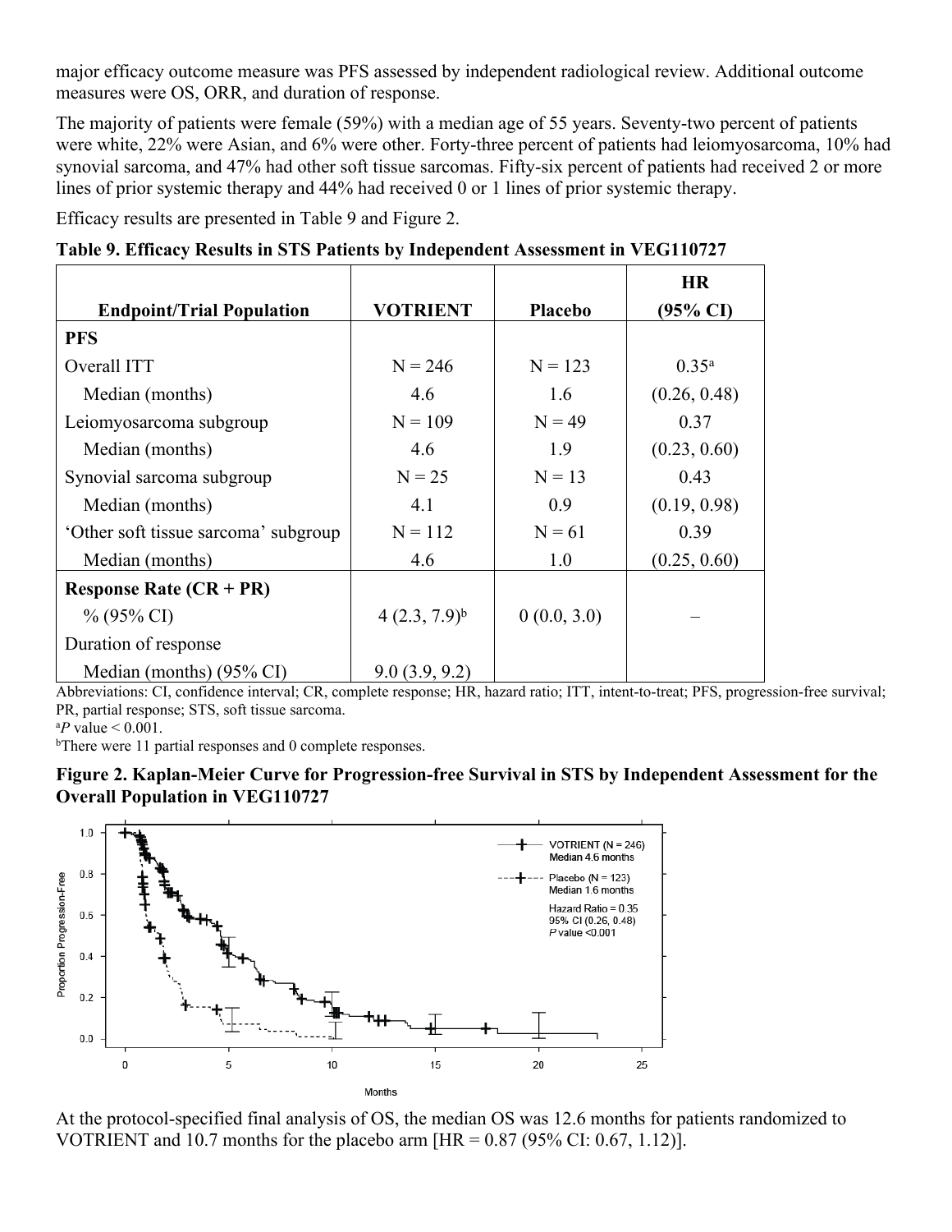major efficacy outcome measure was PFS assessed by independent radiological review. Additional outcome measures were OS, ORR, and duration of response.

The majority of patients were female (59%) with a median age of 55 years. Seventy-two percent of patients were white, 22% were Asian, and 6% were other. Forty-three percent of patients had leiomyosarcoma, 10% had synovial sarcoma, and 47% had other soft tissue sarcomas. Fifty-six percent of patients had received 2 or more lines of prior systemic therapy and 44% had received 0 or 1 lines of prior systemic therapy.

Efficacy results are presented in Table 9 and Figure 2.

**Table 9. Efficacy Results in STS Patients by Independent Assessment in VEG110727**

| Endpoint/Trial Population | VOTRIENT | Placebo | HR (95% CI) |
|---|---|---|---|
| **PFS** | | | |
| Overall ITT | N = 246 | N = 123 | 0.35[a] |
| Median (months) | 4.6 | 1.6 | (0.26, 0.48) |
| Leiomyosarcoma subgroup | N = 109 | N = 49 | 0.37 |
| Median (months) | 4.6 | 1.9 | (0.23, 0.60) |
| Synovial sarcoma subgroup | N = 25 | N = 13 | 0.43 |
| Median (months) | 4.1 | 0.9 | (0.19, 0.98) |
| 'Other soft tissue sarcoma' subgroup | N = 112 | N = 61 | 0.39 |
| Median (months) | 4.6 | 1.0 | (0.25, 0.60) |
| **Response Rate (CR + PR)** | | | |
| % (95% CI) | 4 (2.3, 7.9)[b] | 0 (0.0, 3.0) | – |
| Duration of response | | | |
| Median (months) (95% CI) | 9.0 (3.9, 9.2) | | |

Abbreviations: CI, confidence interval; CR, complete response; HR, hazard ratio; ITT, intent-to-treat; PFS, progression-free survival; PR, partial response; STS, soft tissue sarcoma.

[a]*P* value < 0.001.

[b]There were 11 partial responses and 0 complete responses.

**Figure 2. Kaplan-Meier Curve for Progression-free Survival in STS by Independent Assessment for the Overall Population in VEG110727**

At the protocol-specified final analysis of OS, the median OS was 12.6 months for patients randomized to VOTRIENT and 10.7 months for the placebo arm [HR = 0.87 (95% CI: 0.67, 1.12)].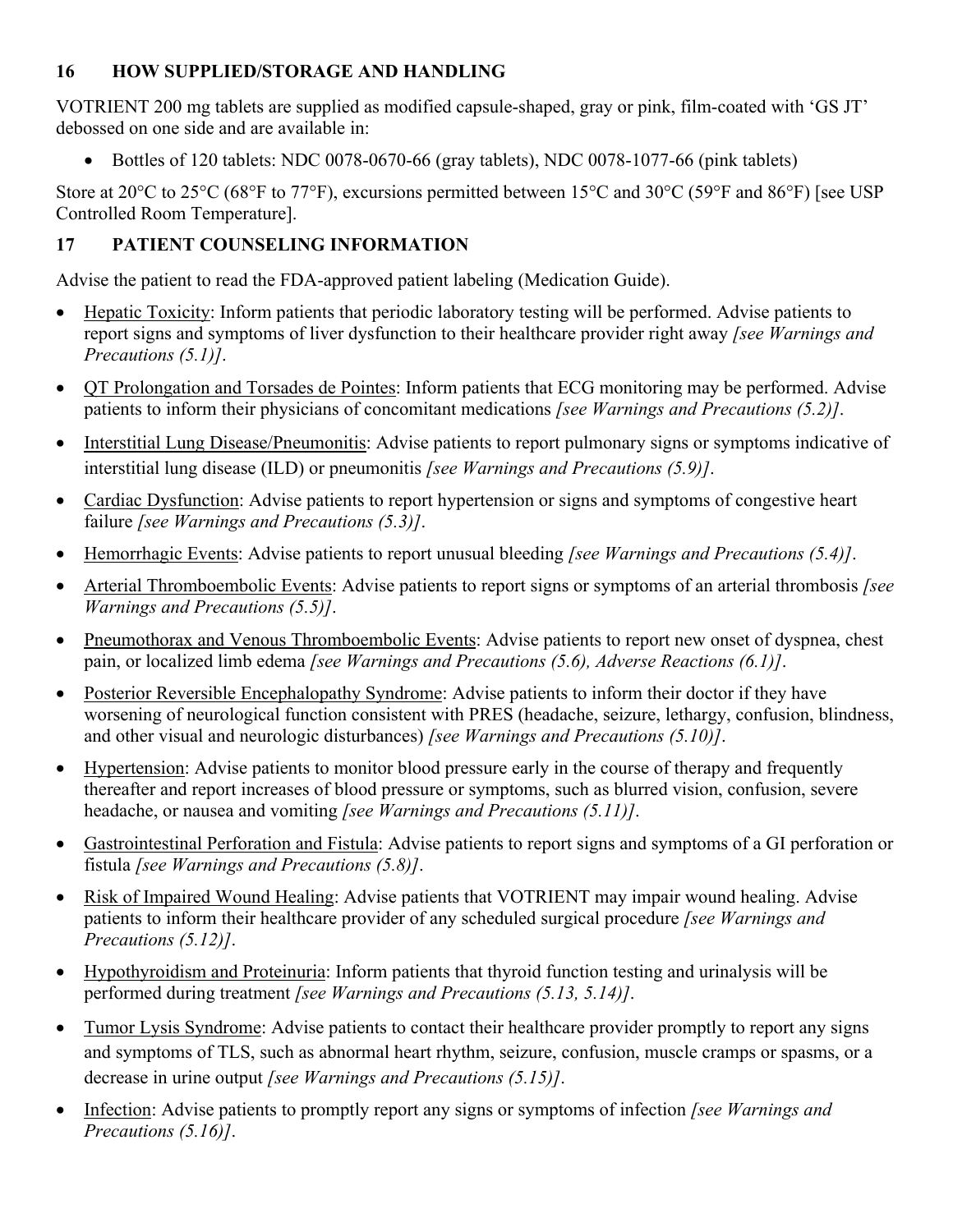## 16 HOW SUPPLIED/STORAGE AND HANDLING

VOTRIENT 200 mg tablets are supplied as modified capsule-shaped, gray or pink, film-coated with 'GS JT' debossed on one side and are available in:

- Bottles of 120 tablets: NDC 0078-0670-66 (gray tablets), NDC 0078-1077-66 (pink tablets)

Store at 20°C to 25°C (68°F to 77°F), excursions permitted between 15°C and 30°C (59°F and 86°F) [see USP Controlled Room Temperature].

## 17 PATIENT COUNSELING INFORMATION

Advise the patient to read the FDA-approved patient labeling (Medication Guide).

- Hepatic Toxicity: Inform patients that periodic laboratory testing will be performed. Advise patients to report signs and symptoms of liver dysfunction to their healthcare provider right away *[see Warnings and Precautions (5.1)]*.
- QT Prolongation and Torsades de Pointes: Inform patients that ECG monitoring may be performed. Advise patients to inform their physicians of concomitant medications *[see Warnings and Precautions (5.2)]*.
- Interstitial Lung Disease/Pneumonitis: Advise patients to report pulmonary signs or symptoms indicative of interstitial lung disease (ILD) or pneumonitis *[see Warnings and Precautions (5.9)]*.
- Cardiac Dysfunction: Advise patients to report hypertension or signs and symptoms of congestive heart failure *[see Warnings and Precautions (5.3)]*.
- Hemorrhagic Events: Advise patients to report unusual bleeding *[see Warnings and Precautions (5.4)]*.
- Arterial Thromboembolic Events: Advise patients to report signs or symptoms of an arterial thrombosis *[see Warnings and Precautions (5.5)]*.
- Pneumothorax and Venous Thromboembolic Events: Advise patients to report new onset of dyspnea, chest pain, or localized limb edema *[see Warnings and Precautions (5.6), Adverse Reactions (6.1)]*.
- Posterior Reversible Encephalopathy Syndrome: Advise patients to inform their doctor if they have worsening of neurological function consistent with PRES (headache, seizure, lethargy, confusion, blindness, and other visual and neurologic disturbances) *[see Warnings and Precautions (5.10)]*.
- Hypertension: Advise patients to monitor blood pressure early in the course of therapy and frequently thereafter and report increases of blood pressure or symptoms, such as blurred vision, confusion, severe headache, or nausea and vomiting *[see Warnings and Precautions (5.11)]*.
- Gastrointestinal Perforation and Fistula: Advise patients to report signs and symptoms of a GI perforation or fistula *[see Warnings and Precautions (5.8)]*.
- Risk of Impaired Wound Healing: Advise patients that VOTRIENT may impair wound healing. Advise patients to inform their healthcare provider of any scheduled surgical procedure *[see Warnings and Precautions (5.12)]*.
- Hypothyroidism and Proteinuria: Inform patients that thyroid function testing and urinalysis will be performed during treatment *[see Warnings and Precautions (5.13, 5.14)]*.
- Tumor Lysis Syndrome: Advise patients to contact their healthcare provider promptly to report any signs and symptoms of TLS, such as abnormal heart rhythm, seizure, confusion, muscle cramps or spasms, or a decrease in urine output *[see Warnings and Precautions (5.15)]*.
- Infection: Advise patients to promptly report any signs or symptoms of infection *[see Warnings and Precautions (5.16)]*.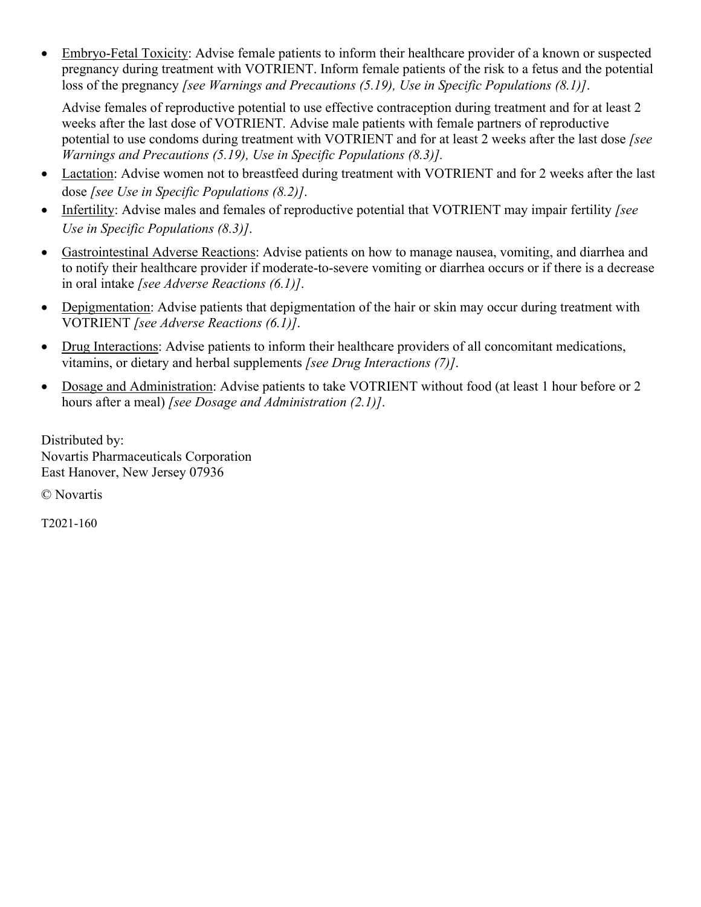- Embryo-Fetal Toxicity: Advise female patients to inform their healthcare provider of a known or suspected pregnancy during treatment with VOTRIENT. Inform female patients of the risk to a fetus and the potential loss of the pregnancy *[see Warnings and Precautions (5.19), Use in Specific Populations (8.1)]*.

  Advise females of reproductive potential to use effective contraception during treatment and for at least 2 weeks after the last dose of VOTRIENT. Advise male patients with female partners of reproductive potential to use condoms during treatment with VOTRIENT and for at least 2 weeks after the last dose *[see Warnings and Precautions (5.19), Use in Specific Populations (8.3)].*
- Lactation: Advise women not to breastfeed during treatment with VOTRIENT and for 2 weeks after the last dose *[see Use in Specific Populations (8.2)]*.
- Infertility: Advise males and females of reproductive potential that VOTRIENT may impair fertility *[see Use in Specific Populations (8.3)]*.
- Gastrointestinal Adverse Reactions: Advise patients on how to manage nausea, vomiting, and diarrhea and to notify their healthcare provider if moderate-to-severe vomiting or diarrhea occurs or if there is a decrease in oral intake *[see Adverse Reactions (6.1)]*.
- Depigmentation: Advise patients that depigmentation of the hair or skin may occur during treatment with VOTRIENT *[see Adverse Reactions (6.1)]*.
- Drug Interactions: Advise patients to inform their healthcare providers of all concomitant medications, vitamins, or dietary and herbal supplements *[see Drug Interactions (7)]*.
- Dosage and Administration: Advise patients to take VOTRIENT without food (at least 1 hour before or 2 hours after a meal) *[see Dosage and Administration (2.1)]*.

Distributed by:
Novartis Pharmaceuticals Corporation
East Hanover, New Jersey 07936

© Novartis

T2021-160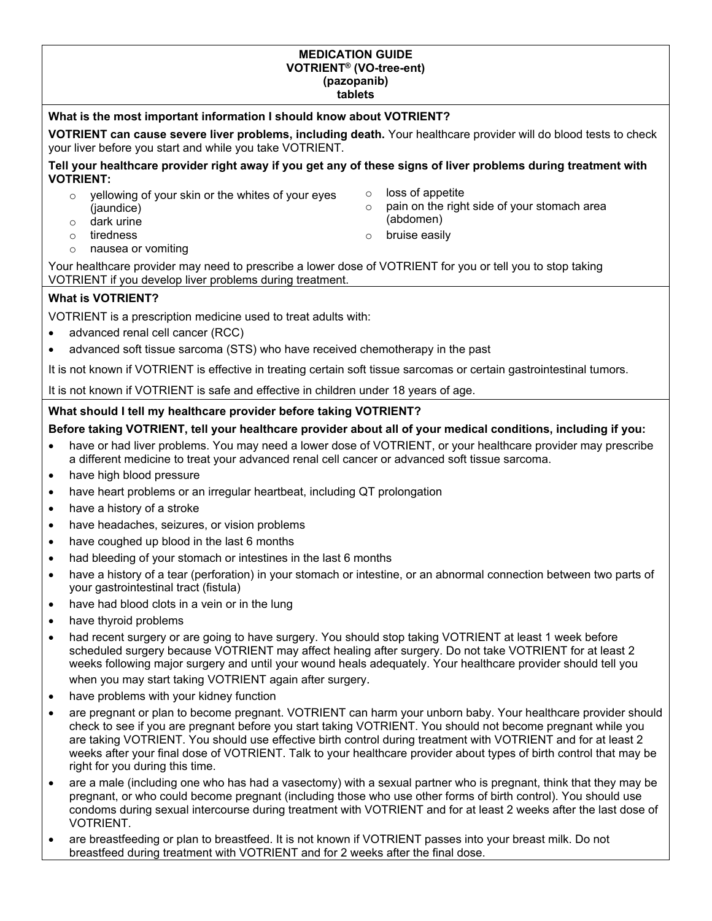# MEDICATION GUIDE
# VOTRIENT® (VO-tree-ent)
# (pazopanib)
# tablets

## What is the most important information I should know about VOTRIENT?

**VOTRIENT can cause severe liver problems, including death.** Your healthcare provider will do blood tests to check your liver before you start and while you take VOTRIENT.

**Tell your healthcare provider right away if you get any of these signs of liver problems during treatment with VOTRIENT:**

- yellowing of your skin or the whites of your eyes (jaundice)
- dark urine
- tiredness
- nausea or vomiting
- loss of appetite
- pain on the right side of your stomach area (abdomen)
- bruise easily

Your healthcare provider may need to prescribe a lower dose of VOTRIENT for you or tell you to stop taking VOTRIENT if you develop liver problems during treatment.

## What is VOTRIENT?

VOTRIENT is a prescription medicine used to treat adults with:

- advanced renal cell cancer (RCC)
- advanced soft tissue sarcoma (STS) who have received chemotherapy in the past

It is not known if VOTRIENT is effective in treating certain soft tissue sarcomas or certain gastrointestinal tumors.

It is not known if VOTRIENT is safe and effective in children under 18 years of age.

## What should I tell my healthcare provider before taking VOTRIENT?

**Before taking VOTRIENT, tell your healthcare provider about all of your medical conditions, including if you:**

- have or had liver problems. You may need a lower dose of VOTRIENT, or your healthcare provider may prescribe a different medicine to treat your advanced renal cell cancer or advanced soft tissue sarcoma.
- have high blood pressure
- have heart problems or an irregular heartbeat, including QT prolongation
- have a history of a stroke
- have headaches, seizures, or vision problems
- have coughed up blood in the last 6 months
- had bleeding of your stomach or intestines in the last 6 months
- have a history of a tear (perforation) in your stomach or intestine, or an abnormal connection between two parts of your gastrointestinal tract (fistula)
- have had blood clots in a vein or in the lung
- have thyroid problems
- had recent surgery or are going to have surgery. You should stop taking VOTRIENT at least 1 week before scheduled surgery because VOTRIENT may affect healing after surgery. Do not take VOTRIENT for at least 2 weeks following major surgery and until your wound heals adequately. Your healthcare provider should tell you when you may start taking VOTRIENT again after surgery.
- have problems with your kidney function
- are pregnant or plan to become pregnant. VOTRIENT can harm your unborn baby. Your healthcare provider should check to see if you are pregnant before you start taking VOTRIENT. You should not become pregnant while you are taking VOTRIENT. You should use effective birth control during treatment with VOTRIENT and for at least 2 weeks after your final dose of VOTRIENT. Talk to your healthcare provider about types of birth control that may be right for you during this time.
- are a male (including one who has had a vasectomy) with a sexual partner who is pregnant, think that they may be pregnant, or who could become pregnant (including those who use other forms of birth control). You should use condoms during sexual intercourse during treatment with VOTRIENT and for at least 2 weeks after the last dose of VOTRIENT.
- are breastfeeding or plan to breastfeed. It is not known if VOTRIENT passes into your breast milk. Do not breastfeed during treatment with VOTRIENT and for 2 weeks after the final dose.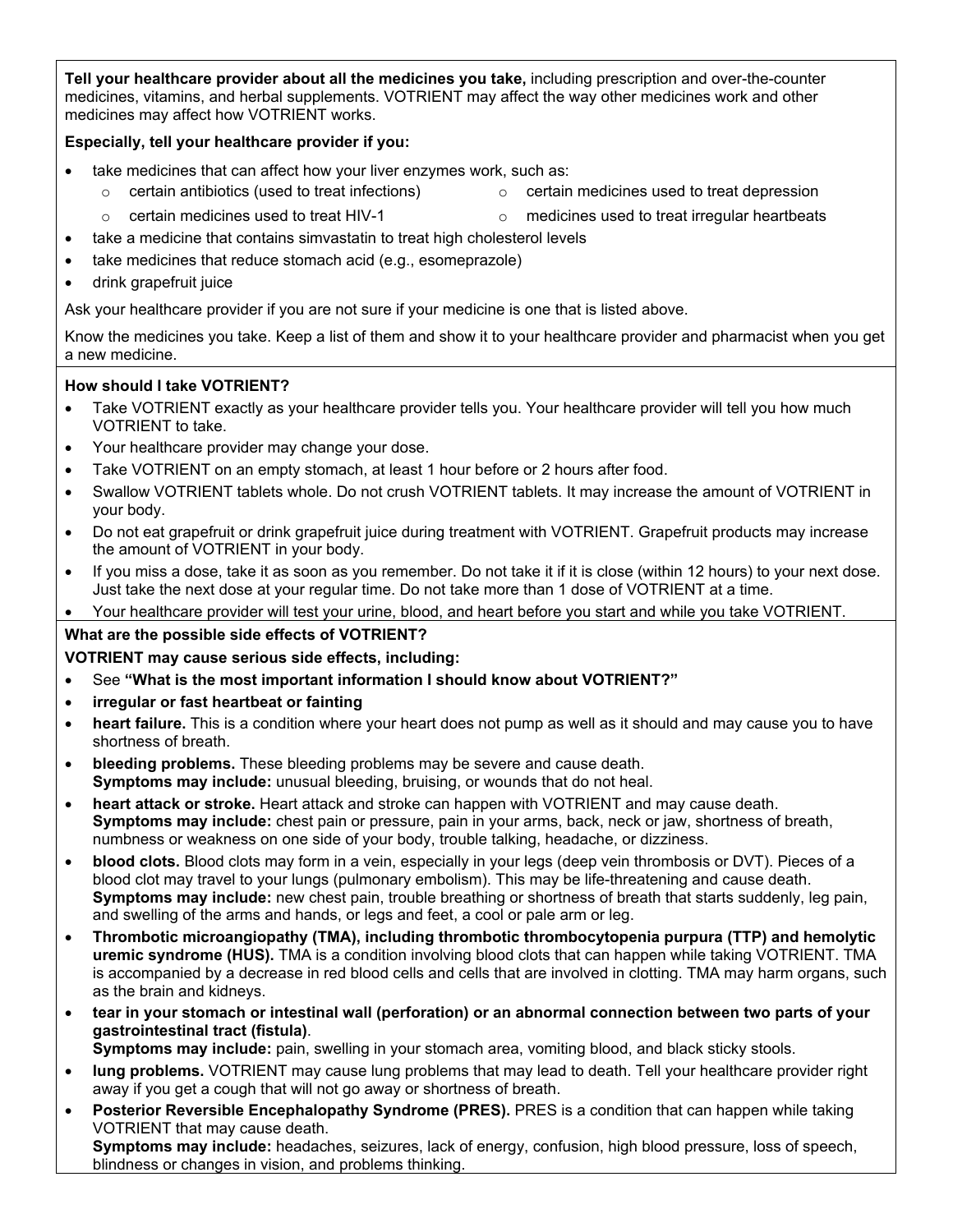**Tell your healthcare provider about all the medicines you take,** including prescription and over-the-counter medicines, vitamins, and herbal supplements. VOTRIENT may affect the way other medicines work and other medicines may affect how VOTRIENT works.

**Especially, tell your healthcare provider if you:**

- take medicines that can affect how your liver enzymes work, such as:
  - certain antibiotics (used to treat infections)
  - certain medicines used to treat depression
  - certain medicines used to treat HIV-1
  - medicines used to treat irregular heartbeats
- take a medicine that contains simvastatin to treat high cholesterol levels
- take medicines that reduce stomach acid (e.g., esomeprazole)
- drink grapefruit juice

Ask your healthcare provider if you are not sure if your medicine is one that is listed above.

Know the medicines you take. Keep a list of them and show it to your healthcare provider and pharmacist when you get a new medicine.

**How should I take VOTRIENT?**

- Take VOTRIENT exactly as your healthcare provider tells you. Your healthcare provider will tell you how much VOTRIENT to take.
- Your healthcare provider may change your dose.
- Take VOTRIENT on an empty stomach, at least 1 hour before or 2 hours after food.
- Swallow VOTRIENT tablets whole. Do not crush VOTRIENT tablets. It may increase the amount of VOTRIENT in your body.
- Do not eat grapefruit or drink grapefruit juice during treatment with VOTRIENT. Grapefruit products may increase the amount of VOTRIENT in your body.
- If you miss a dose, take it as soon as you remember. Do not take it if it is close (within 12 hours) to your next dose. Just take the next dose at your regular time. Do not take more than 1 dose of VOTRIENT at a time.
- Your healthcare provider will test your urine, blood, and heart before you start and while you take VOTRIENT.

**What are the possible side effects of VOTRIENT?**

**VOTRIENT may cause serious side effects, including:**

- See **"What is the most important information I should know about VOTRIENT?"**
- **irregular or fast heartbeat or fainting**
- **heart failure.** This is a condition where your heart does not pump as well as it should and may cause you to have shortness of breath.
- **bleeding problems.** These bleeding problems may be severe and cause death.
  **Symptoms may include:** unusual bleeding, bruising, or wounds that do not heal.
- **heart attack or stroke.** Heart attack and stroke can happen with VOTRIENT and may cause death.
  **Symptoms may include:** chest pain or pressure, pain in your arms, back, neck or jaw, shortness of breath, numbness or weakness on one side of your body, trouble talking, headache, or dizziness.
- **blood clots.** Blood clots may form in a vein, especially in your legs (deep vein thrombosis or DVT). Pieces of a blood clot may travel to your lungs (pulmonary embolism). This may be life-threatening and cause death.
  **Symptoms may include:** new chest pain, trouble breathing or shortness of breath that starts suddenly, leg pain, and swelling of the arms and hands, or legs and feet, a cool or pale arm or leg.
- **Thrombotic microangiopathy (TMA), including thrombotic thrombocytopenia purpura (TTP) and hemolytic uremic syndrome (HUS).** TMA is a condition involving blood clots that can happen while taking VOTRIENT. TMA is accompanied by a decrease in red blood cells and cells that are involved in clotting. TMA may harm organs, such as the brain and kidneys.
- **tear in your stomach or intestinal wall (perforation) or an abnormal connection between two parts of your gastrointestinal tract (fistula)**.
  **Symptoms may include:** pain, swelling in your stomach area, vomiting blood, and black sticky stools.
- **lung problems.** VOTRIENT may cause lung problems that may lead to death. Tell your healthcare provider right away if you get a cough that will not go away or shortness of breath.
- **Posterior Reversible Encephalopathy Syndrome (PRES).** PRES is a condition that can happen while taking VOTRIENT that may cause death.
  **Symptoms may include:** headaches, seizures, lack of energy, confusion, high blood pressure, loss of speech, blindness or changes in vision, and problems thinking.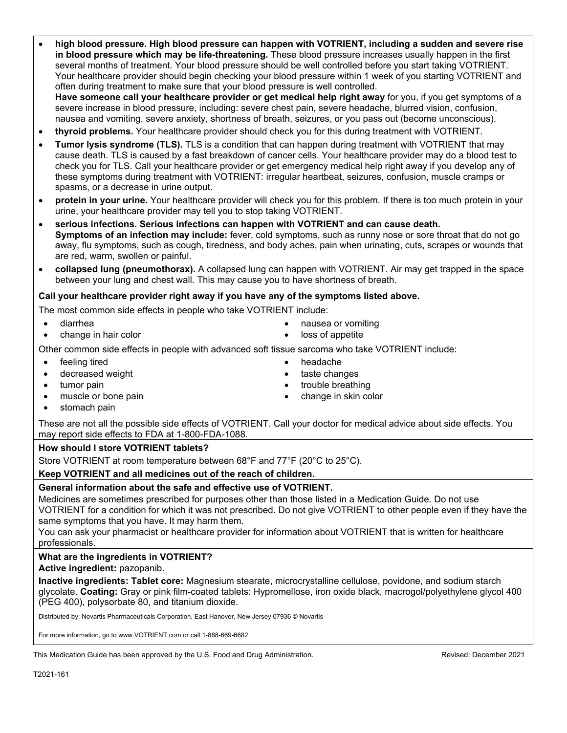- **high blood pressure. High blood pressure can happen with VOTRIENT, including a sudden and severe rise in blood pressure which may be life-threatening.** These blood pressure increases usually happen in the first several months of treatment. Your blood pressure should be well controlled before you start taking VOTRIENT. Your healthcare provider should begin checking your blood pressure within 1 week of you starting VOTRIENT and often during treatment to make sure that your blood pressure is well controlled.
  **Have someone call your healthcare provider or get medical help right away** for you, if you get symptoms of a severe increase in blood pressure, including: severe chest pain, severe headache, blurred vision, confusion, nausea and vomiting, severe anxiety, shortness of breath, seizures, or you pass out (become unconscious).
- **thyroid problems.** Your healthcare provider should check you for this during treatment with VOTRIENT.
- **Tumor lysis syndrome (TLS).** TLS is a condition that can happen during treatment with VOTRIENT that may cause death. TLS is caused by a fast breakdown of cancer cells. Your healthcare provider may do a blood test to check you for TLS. Call your healthcare provider or get emergency medical help right away if you develop any of these symptoms during treatment with VOTRIENT: irregular heartbeat, seizures, confusion, muscle cramps or spasms, or a decrease in urine output.
- **protein in your urine.** Your healthcare provider will check you for this problem. If there is too much protein in your urine, your healthcare provider may tell you to stop taking VOTRIENT.
- **serious infections. Serious infections can happen with VOTRIENT and can cause death.**
  **Symptoms of an infection may include:** fever, cold symptoms, such as runny nose or sore throat that do not go away, flu symptoms, such as cough, tiredness, and body aches, pain when urinating, cuts, scrapes or wounds that are red, warm, swollen or painful.
- **collapsed lung (pneumothorax).** A collapsed lung can happen with VOTRIENT. Air may get trapped in the space between your lung and chest wall. This may cause you to have shortness of breath.

**Call your healthcare provider right away if you have any of the symptoms listed above.**

The most common side effects in people who take VOTRIENT include:

- diarrhea
- change in hair color
- nausea or vomiting
- loss of appetite

Other common side effects in people with advanced soft tissue sarcoma who take VOTRIENT include:

- feeling tired
- decreased weight
- tumor pain
- muscle or bone pain
- stomach pain
- headache
- taste changes
- trouble breathing
- change in skin color

These are not all the possible side effects of VOTRIENT. Call your doctor for medical advice about side effects. You may report side effects to FDA at 1-800-FDA-1088.

**How should I store VOTRIENT tablets?**

Store VOTRIENT at room temperature between 68°F and 77°F (20°C to 25°C).

**Keep VOTRIENT and all medicines out of the reach of children.**

**General information about the safe and effective use of VOTRIENT.**

Medicines are sometimes prescribed for purposes other than those listed in a Medication Guide. Do not use VOTRIENT for a condition for which it was not prescribed. Do not give VOTRIENT to other people even if they have the same symptoms that you have. It may harm them.

You can ask your pharmacist or healthcare provider for information about VOTRIENT that is written for healthcare professionals.

**What are the ingredients in VOTRIENT?**

**Active ingredient:** pazopanib.

**Inactive ingredients: Tablet core:** Magnesium stearate, microcrystalline cellulose, povidone, and sodium starch glycolate. **Coating:** Gray or pink film-coated tablets: Hypromellose, iron oxide black, macrogol/polyethylene glycol 400 (PEG 400), polysorbate 80, and titanium dioxide.

Distributed by: Novartis Pharmaceuticals Corporation, East Hanover, New Jersey 07936 © Novartis

For more information, go to www.VOTRIENT.com or call 1-888-669-6682.

This Medication Guide has been approved by the U.S. Food and Drug Administration. Revised: December 2021

T2021-161